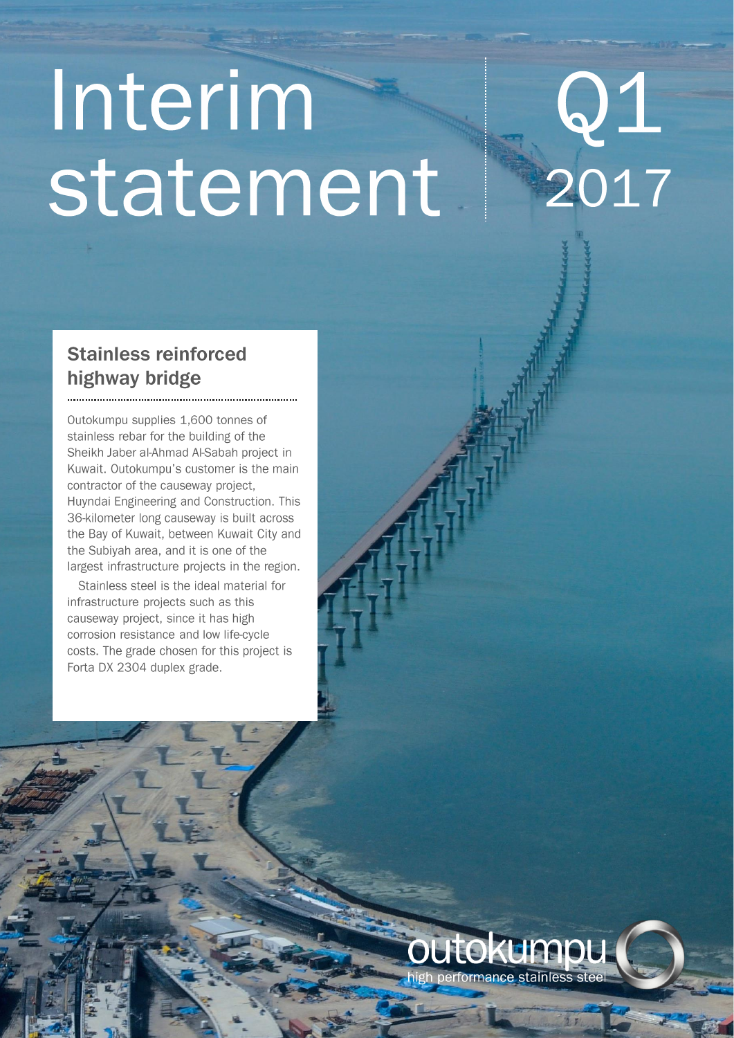# Interim statement

# Q1 2017

## Stainless reinforced highway bridge

Outokumpu supplies 1,600 tonnes of stainless rebar for the building of the Sheikh Jaber al-Ahmad Al-Sabah project in Kuwait. Outokumpu's customer is the main contractor of the causeway project, Huyndai Engineering and Construction. This 36-kilometer long causeway is built across the Bay of Kuwait, between Kuwait City and the Subiyah area, and it is one of the largest infrastructure projects in the region.

Stainless steel is the ideal material for infrastructure projects such as this causeway project, since it has high corrosion resistance and low life-cycle costs. The grade chosen for this project is Forta DX 2304 duplex grade.

outokumpu

high performance stainless steel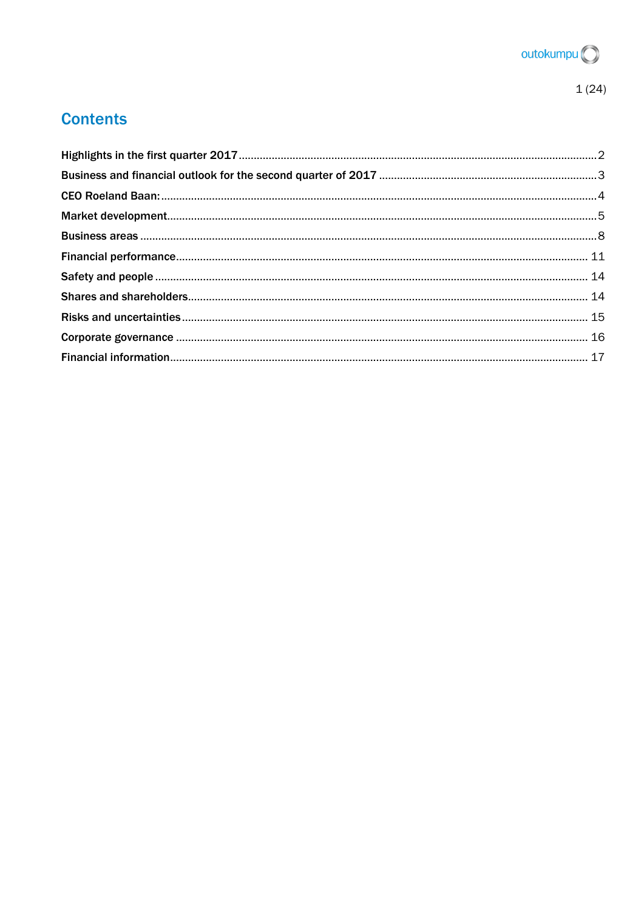# Contents

| | |
|---|---|
| Highlights in the first quarter 2017 | 2 |
| Business and financial outlook for the second quarter of 2017 | 3 |
| CEO Roeland Baan: | 4 |
| Market development | 5 |
| Business areas | 8 |
| Financial performance | 11 |
| Safety and people | 14 |
| Shares and shareholders | 14 |
| Risks and uncertainties | 15 |
| Corporate governance | 16 |
| Financial information | 17 |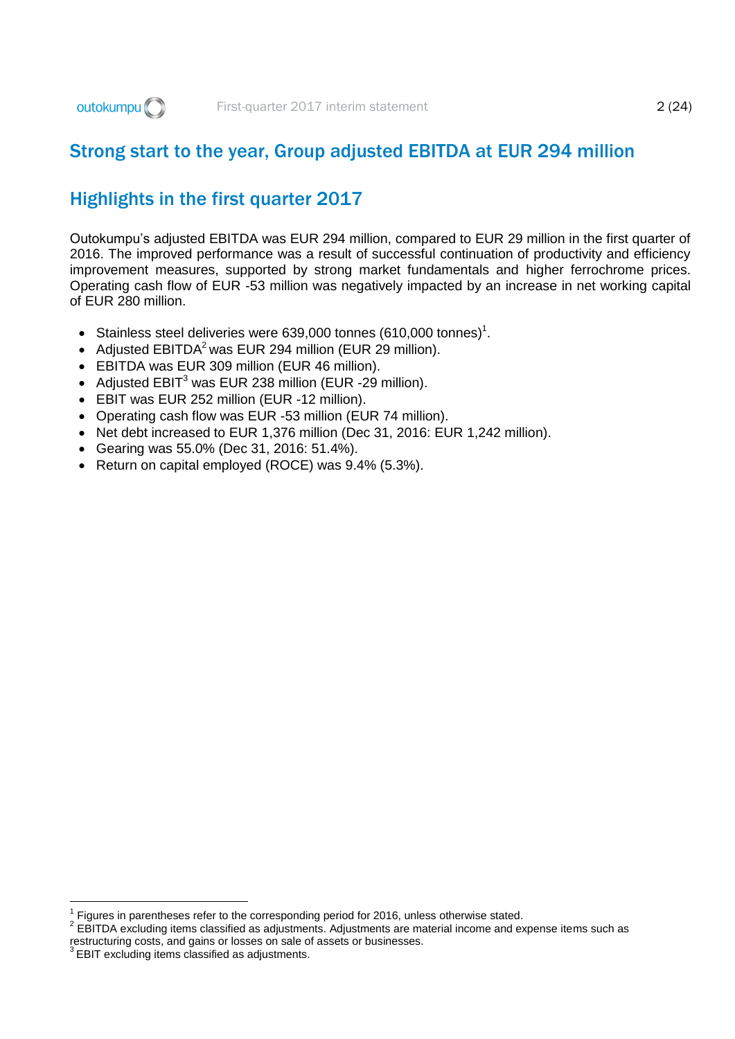## Strong start to the year, Group adjusted EBITDA at EUR 294 million

## Highlights in the first quarter 2017

Outokumpu's adjusted EBITDA was EUR 294 million, compared to EUR 29 million in the first quarter of 2016. The improved performance was a result of successful continuation of productivity and efficiency improvement measures, supported by strong market fundamentals and higher ferrochrome prices. Operating cash flow of EUR -53 million was negatively impacted by an increase in net working capital of EUR 280 million.

- Stainless steel deliveries were 639,000 tonnes (610,000 tonnes)[1].
- Adjusted EBITDA[2] was EUR 294 million (EUR 29 million).
- EBITDA was EUR 309 million (EUR 46 million).
- Adjusted EBIT[3] was EUR 238 million (EUR -29 million).
- EBIT was EUR 252 million (EUR -12 million).
- Operating cash flow was EUR -53 million (EUR 74 million).
- Net debt increased to EUR 1,376 million (Dec 31, 2016: EUR 1,242 million).
- Gearing was 55.0% (Dec 31, 2016: 51.4%).
- Return on capital employed (ROCE) was 9.4% (5.3%).

---

[1] Figures in parentheses refer to the corresponding period for 2016, unless otherwise stated.
[2] EBITDA excluding items classified as adjustments. Adjustments are material income and expense items such as restructuring costs, and gains or losses on sale of assets or businesses.
[3] EBIT excluding items classified as adjustments.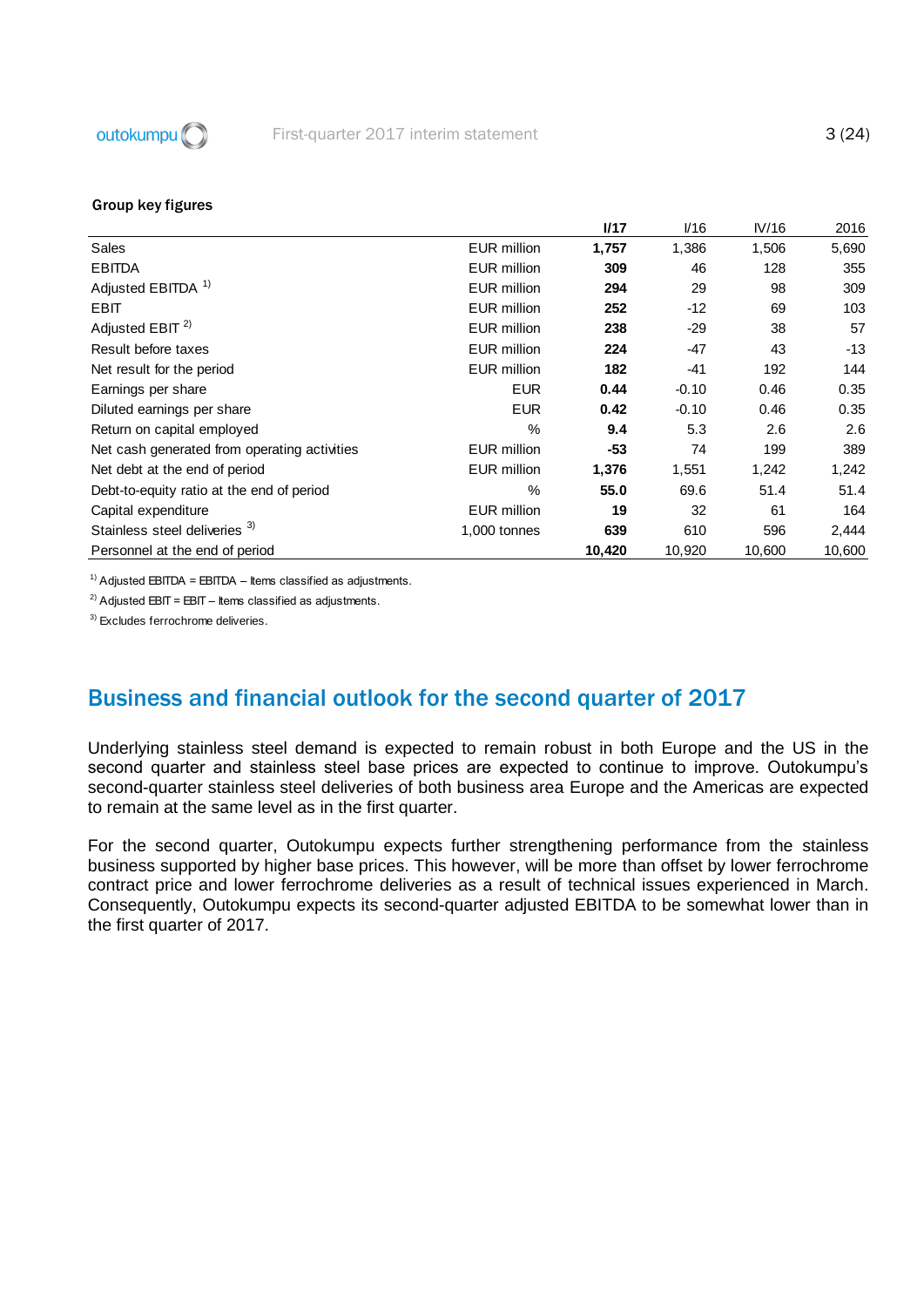### Group key figures

| | | **I/17** | I/16 | IV/16 | 2016 |
|---|---|---|---|---|---|
| Sales | EUR million | **1,757** | 1,386 | 1,506 | 5,690 |
| EBITDA | EUR million | **309** | 46 | 128 | 355 |
| Adjusted EBITDA [1] | EUR million | **294** | 29 | 98 | 309 |
| EBIT | EUR million | **252** | -12 | 69 | 103 |
| Adjusted EBIT [2] | EUR million | **238** | -29 | 38 | 57 |
| Result before taxes | EUR million | **224** | -47 | 43 | -13 |
| Net result for the period | EUR million | **182** | -41 | 192 | 144 |
| Earnings per share | EUR | **0.44** | -0.10 | 0.46 | 0.35 |
| Diluted earnings per share | EUR | **0.42** | -0.10 | 0.46 | 0.35 |
| Return on capital employed | % | **9.4** | 5.3 | 2.6 | 2.6 |
| Net cash generated from operating activities | EUR million | **-53** | 74 | 199 | 389 |
| Net debt at the end of period | EUR million | **1,376** | 1,551 | 1,242 | 1,242 |
| Debt-to-equity ratio at the end of period | % | **55.0** | 69.6 | 51.4 | 51.4 |
| Capital expenditure | EUR million | **19** | 32 | 61 | 164 |
| Stainless steel deliveries [3] | 1,000 tonnes | **639** | 610 | 596 | 2,444 |
| Personnel at the end of period | | **10,420** | 10,920 | 10,600 | 10,600 |

[1] Adjusted EBITDA = EBITDA – Items classified as adjustments.

[2] Adjusted EBIT = EBIT – Items classified as adjustments.

[3] Excludes ferrochrome deliveries.

## Business and financial outlook for the second quarter of 2017

Underlying stainless steel demand is expected to remain robust in both Europe and the US in the second quarter and stainless steel base prices are expected to continue to improve. Outokumpu's second-quarter stainless steel deliveries of both business area Europe and the Americas are expected to remain at the same level as in the first quarter.

For the second quarter, Outokumpu expects further strengthening performance from the stainless business supported by higher base prices. This however, will be more than offset by lower ferrochrome contract price and lower ferrochrome deliveries as a result of technical issues experienced in March. Consequently, Outokumpu expects its second-quarter adjusted EBITDA to be somewhat lower than in the first quarter of 2017.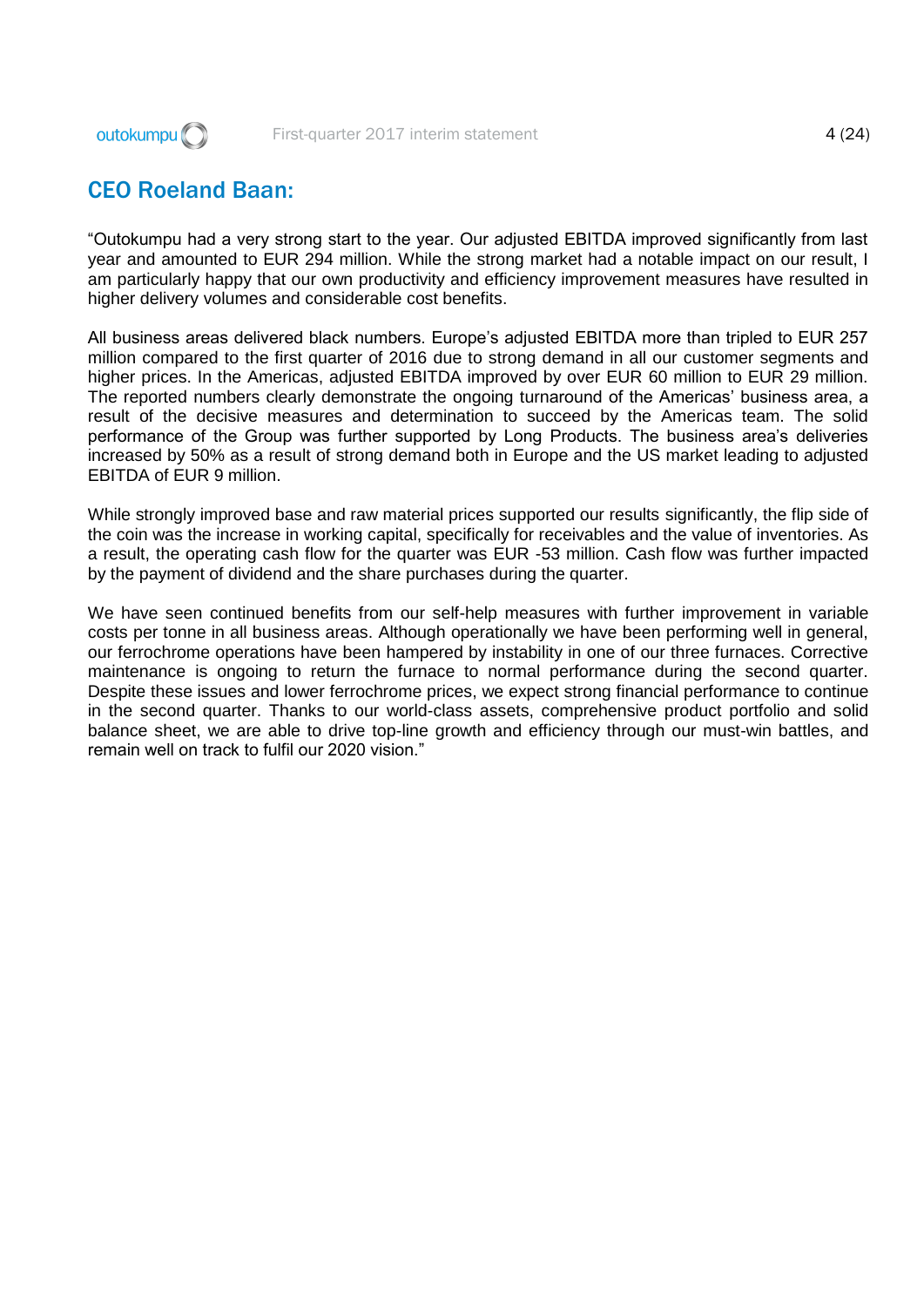## CEO Roeland Baan:

"Outokumpu had a very strong start to the year. Our adjusted EBITDA improved significantly from last year and amounted to EUR 294 million. While the strong market had a notable impact on our result, I am particularly happy that our own productivity and efficiency improvement measures have resulted in higher delivery volumes and considerable cost benefits.

All business areas delivered black numbers. Europe's adjusted EBITDA more than tripled to EUR 257 million compared to the first quarter of 2016 due to strong demand in all our customer segments and higher prices. In the Americas, adjusted EBITDA improved by over EUR 60 million to EUR 29 million. The reported numbers clearly demonstrate the ongoing turnaround of the Americas' business area, a result of the decisive measures and determination to succeed by the Americas team. The solid performance of the Group was further supported by Long Products. The business area's deliveries increased by 50% as a result of strong demand both in Europe and the US market leading to adjusted EBITDA of EUR 9 million.

While strongly improved base and raw material prices supported our results significantly, the flip side of the coin was the increase in working capital, specifically for receivables and the value of inventories. As a result, the operating cash flow for the quarter was EUR -53 million. Cash flow was further impacted by the payment of dividend and the share purchases during the quarter.

We have seen continued benefits from our self-help measures with further improvement in variable costs per tonne in all business areas. Although operationally we have been performing well in general, our ferrochrome operations have been hampered by instability in one of our three furnaces. Corrective maintenance is ongoing to return the furnace to normal performance during the second quarter. Despite these issues and lower ferrochrome prices, we expect strong financial performance to continue in the second quarter. Thanks to our world-class assets, comprehensive product portfolio and solid balance sheet, we are able to drive top-line growth and efficiency through our must-win battles, and remain well on track to fulfil our 2020 vision."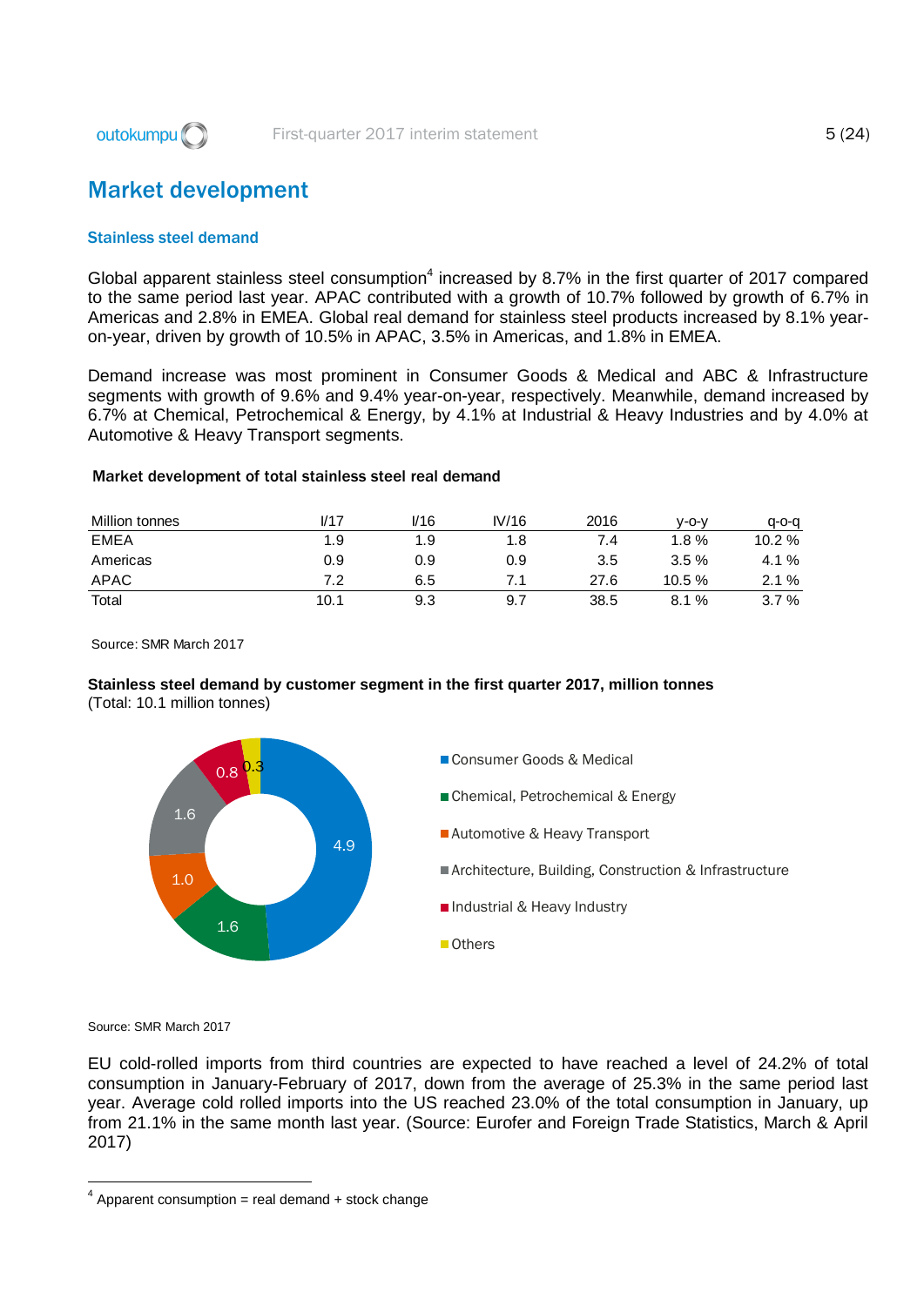# Market development

### Stainless steel demand

Global apparent stainless steel consumption[4] increased by 8.7% in the first quarter of 2017 compared to the same period last year. APAC contributed with a growth of 10.7% followed by growth of 6.7% in Americas and 2.8% in EMEA. Global real demand for stainless steel products increased by 8.1% year-on-year, driven by growth of 10.5% in APAC, 3.5% in Americas, and 1.8% in EMEA.

Demand increase was most prominent in Consumer Goods & Medical and ABC & Infrastructure segments with growth of 9.6% and 9.4% year-on-year, respectively. Meanwhile, demand increased by 6.7% at Chemical, Petrochemical & Energy, by 4.1% at Industrial & Heavy Industries and by 4.0% at Automotive & Heavy Transport segments.

**Market development of total stainless steel real demand**

| Million tonnes | I/17 | I/16 | IV/16 | 2016 | y-o-y | q-o-q |
|---|---|---|---|---|---|---|
| EMEA | 1.9 | 1.9 | 1.8 | 7.4 | 1.8 % | 10.2 % |
| Americas | 0.9 | 0.9 | 0.9 | 3.5 | 3.5 % | 4.1 % |
| APAC | 7.2 | 6.5 | 7.1 | 27.6 | 10.5 % | 2.1 % |
| Total | 10.1 | 9.3 | 9.7 | 38.5 | 8.1 % | 3.7 % |

Source: SMR March 2017

**Stainless steel demand by customer segment in the first quarter 2017, million tonnes**
(Total: 10.1 million tonnes)

| Segment | Million tonnes |
|---|---|
| Consumer Goods & Medical | 4.9 |
| Chemical, Petrochemical & Energy | 1.6 |
| Automotive & Heavy Transport | 1.0 |
| Architecture, Building, Construction & Infrastructure | 1.6 |
| Industrial & Heavy Industry | 0.8 |
| Others | 0.3 |

Source: SMR March 2017

EU cold-rolled imports from third countries are expected to have reached a level of 24.2% of total consumption in January-February of 2017, down from the average of 25.3% in the same period last year. Average cold rolled imports into the US reached 23.0% of the total consumption in January, up from 21.1% in the same month last year. (Source: Eurofer and Foreign Trade Statistics, March & April 2017)

[4] Apparent consumption = real demand + stock change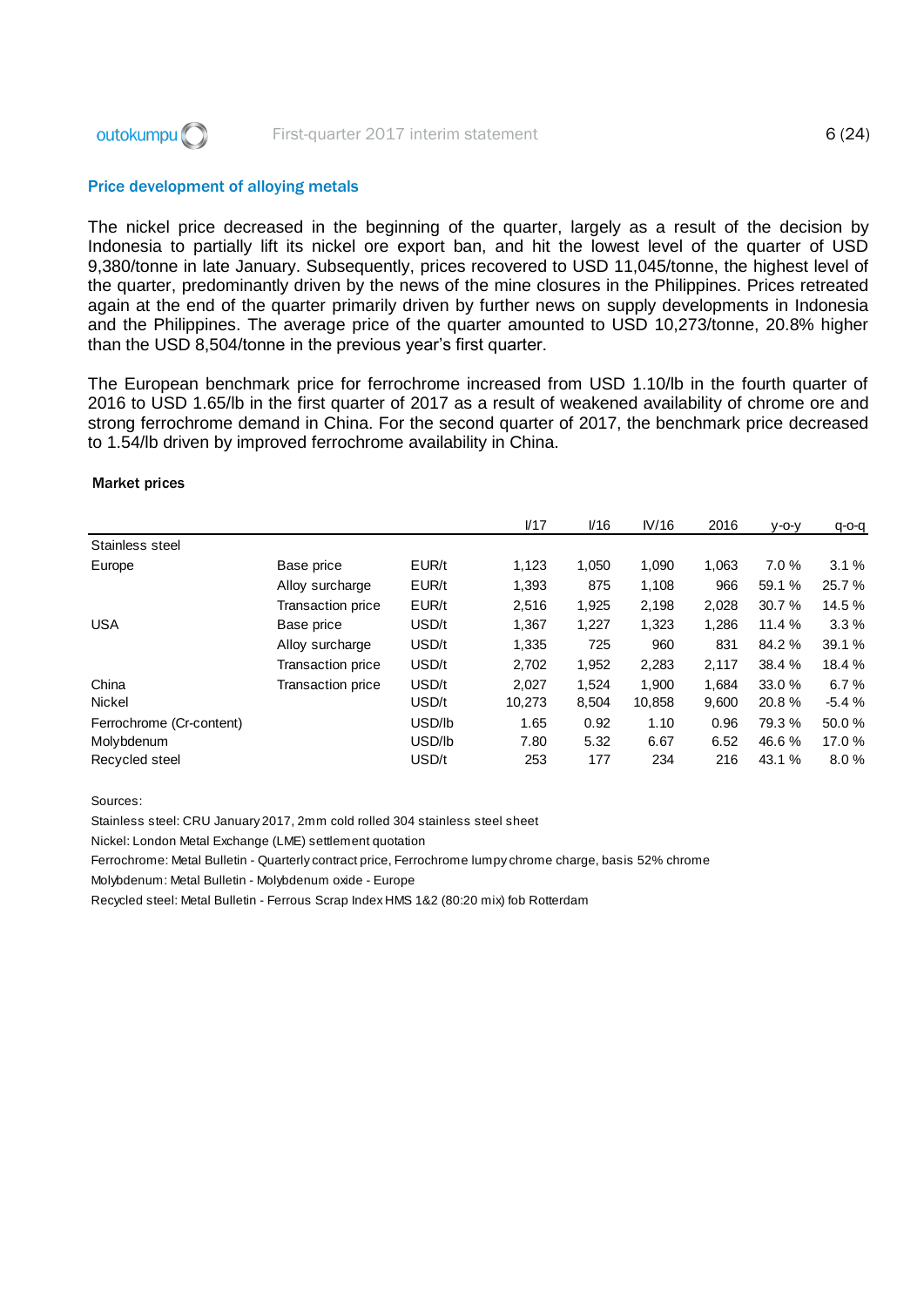## Price development of alloying metals

The nickel price decreased in the beginning of the quarter, largely as a result of the decision by Indonesia to partially lift its nickel ore export ban, and hit the lowest level of the quarter of USD 9,380/tonne in late January. Subsequently, prices recovered to USD 11,045/tonne, the highest level of the quarter, predominantly driven by the news of the mine closures in the Philippines. Prices retreated again at the end of the quarter primarily driven by further news on supply developments in Indonesia and the Philippines. The average price of the quarter amounted to USD 10,273/tonne, 20.8% higher than the USD 8,504/tonne in the previous year's first quarter.

The European benchmark price for ferrochrome increased from USD 1.10/lb in the fourth quarter of 2016 to USD 1.65/lb in the first quarter of 2017 as a result of weakened availability of chrome ore and strong ferrochrome demand in China. For the second quarter of 2017, the benchmark price decreased to 1.54/lb driven by improved ferrochrome availability in China.

**Market prices**

| | | | I/17 | I/16 | IV/16 | 2016 | y-o-y | q-o-q |
|---|---|---|---|---|---|---|---|---|
| Stainless steel | | | | | | | | |
| Europe | Base price | EUR/t | 1,123 | 1,050 | 1,090 | 1,063 | 7.0 % | 3.1 % |
| | Alloy surcharge | EUR/t | 1,393 | 875 | 1,108 | 966 | 59.1 % | 25.7 % |
| | Transaction price | EUR/t | 2,516 | 1,925 | 2,198 | 2,028 | 30.7 % | 14.5 % |
| USA | Base price | USD/t | 1,367 | 1,227 | 1,323 | 1,286 | 11.4 % | 3.3 % |
| | Alloy surcharge | USD/t | 1,335 | 725 | 960 | 831 | 84.2 % | 39.1 % |
| | Transaction price | USD/t | 2,702 | 1,952 | 2,283 | 2,117 | 38.4 % | 18.4 % |
| China | Transaction price | USD/t | 2,027 | 1,524 | 1,900 | 1,684 | 33.0 % | 6.7 % |
| Nickel | | USD/t | 10,273 | 8,504 | 10,858 | 9,600 | 20.8 % | -5.4 % |
| Ferrochrome (Cr-content) | | USD/lb | 1.65 | 0.92 | 1.10 | 0.96 | 79.3 % | 50.0 % |
| Molybdenum | | USD/lb | 7.80 | 5.32 | 6.67 | 6.52 | 46.6 % | 17.0 % |
| Recycled steel | | USD/t | 253 | 177 | 234 | 216 | 43.1 % | 8.0 % |

Sources:

Stainless steel: CRU January 2017, 2mm cold rolled 304 stainless steel sheet

Nickel: London Metal Exchange (LME) settlement quotation

Ferrochrome: Metal Bulletin - Quarterly contract price, Ferrochrome lumpy chrome charge, basis 52% chrome

Molybdenum: Metal Bulletin - Molybdenum oxide - Europe

Recycled steel: Metal Bulletin - Ferrous Scrap Index HMS 1&2 (80:20 mix) fob Rotterdam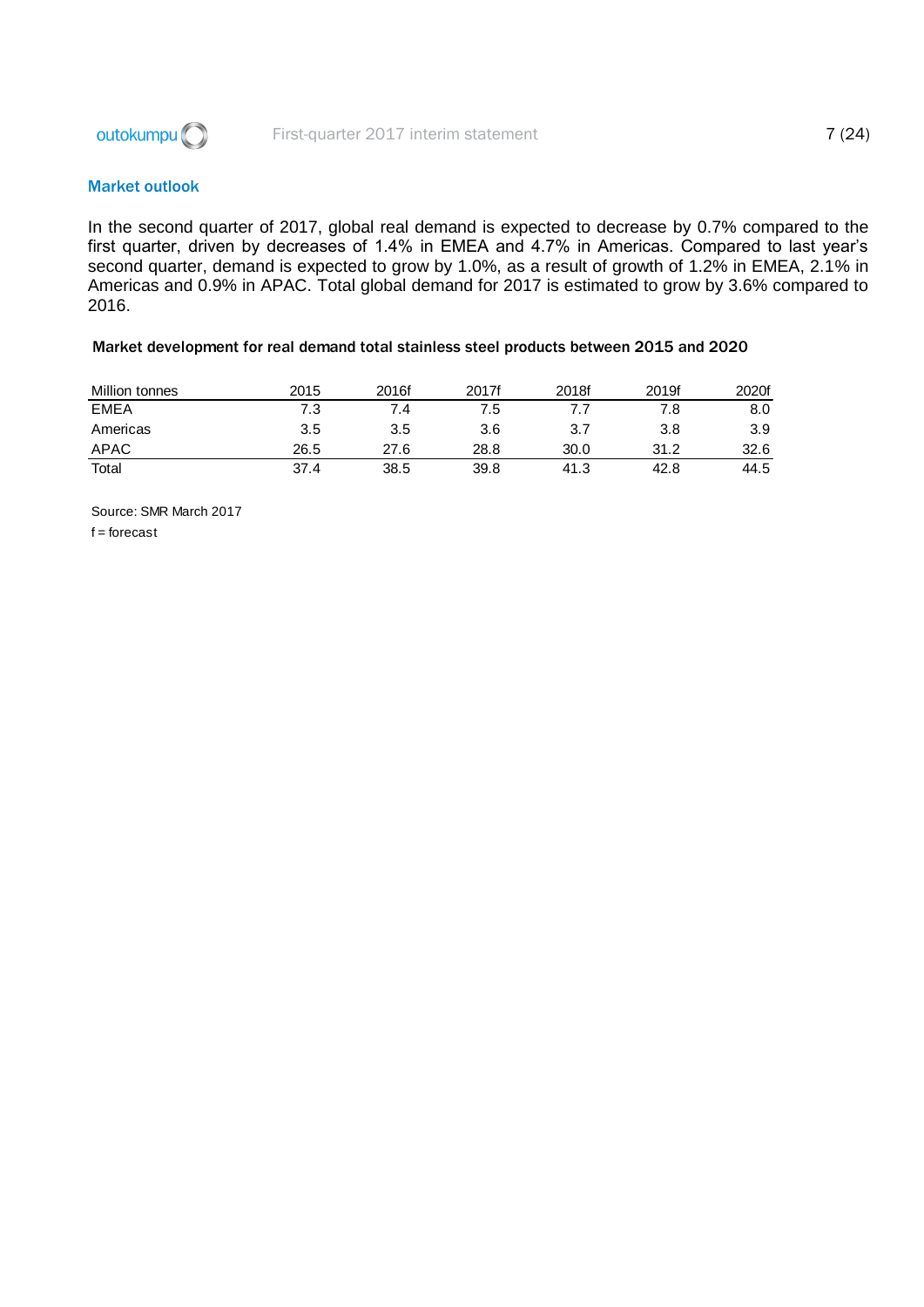## Market outlook

In the second quarter of 2017, global real demand is expected to decrease by 0.7% compared to the first quarter, driven by decreases of 1.4% in EMEA and 4.7% in Americas. Compared to last year's second quarter, demand is expected to grow by 1.0%, as a result of growth of 1.2% in EMEA, 2.1% in Americas and 0.9% in APAC. Total global demand for 2017 is estimated to grow by 3.6% compared to 2016.

**Market development for real demand total stainless steel products between 2015 and 2020**

| Million tonnes | 2015 | 2016f | 2017f | 2018f | 2019f | 2020f |
|---|---|---|---|---|---|---|
| EMEA | 7.3 | 7.4 | 7.5 | 7.7 | 7.8 | 8.0 |
| Americas | 3.5 | 3.5 | 3.6 | 3.7 | 3.8 | 3.9 |
| APAC | 26.5 | 27.6 | 28.8 | 30.0 | 31.2 | 32.6 |
| Total | 37.4 | 38.5 | 39.8 | 41.3 | 42.8 | 44.5 |

Source: SMR March 2017

f = forecast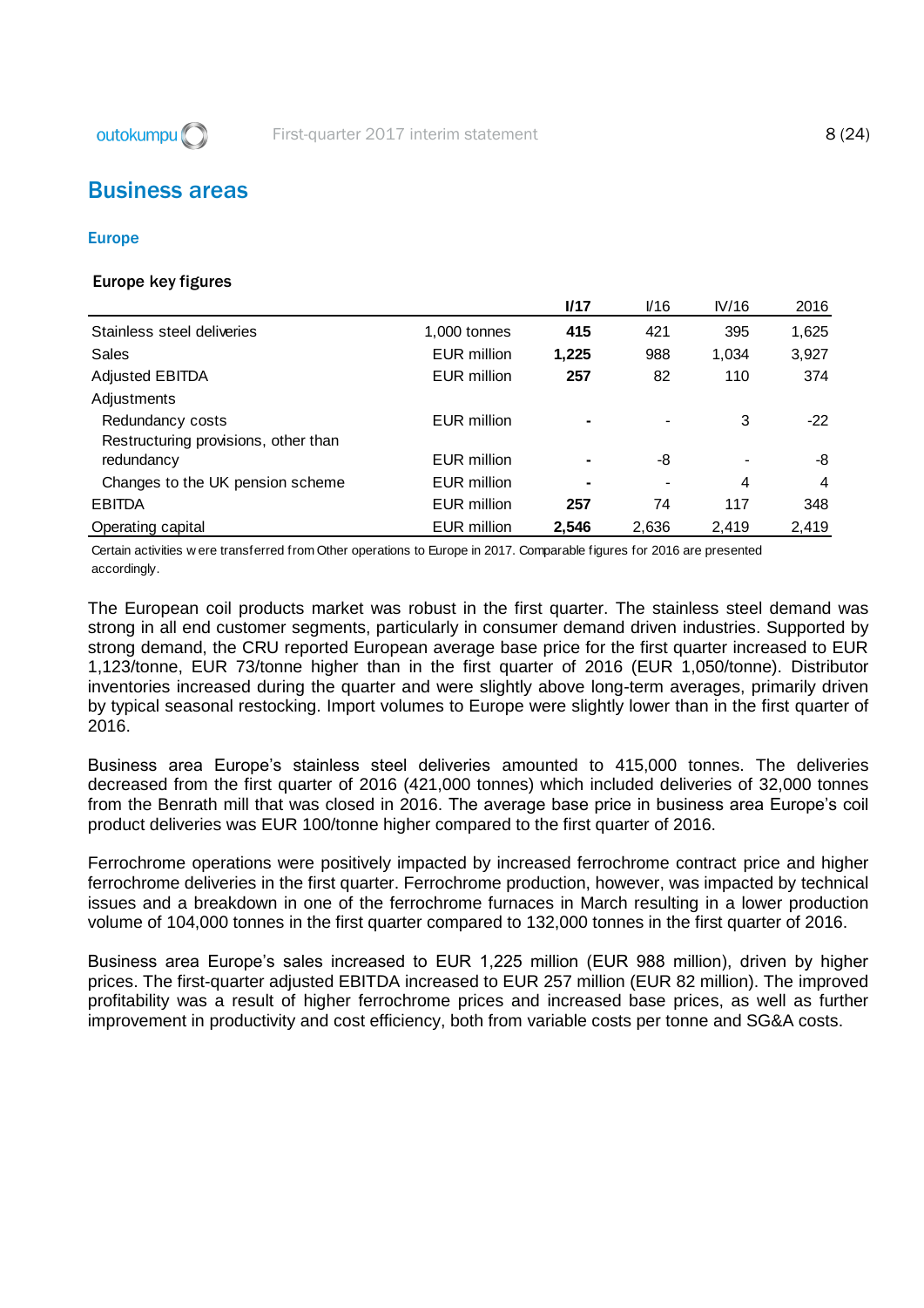# Business areas

## Europe

### Europe key figures

| | | **I/17** | I/16 | IV/16 | 2016 |
|---|---|---|---|---|---|
| Stainless steel deliveries | 1,000 tonnes | **415** | 421 | 395 | 1,625 |
| Sales | EUR million | **1,225** | 988 | 1,034 | 3,927 |
| Adjusted EBITDA | EUR million | **257** | 82 | 110 | 374 |
| Adjustments | | | | | |
| Redundancy costs | EUR million | **-** | - | 3 | -22 |
| Restructuring provisions, other than redundancy | EUR million | **-** | -8 | - | -8 |
| Changes to the UK pension scheme | EUR million | **-** | - | 4 | 4 |
| EBITDA | EUR million | **257** | 74 | 117 | 348 |
| Operating capital | EUR million | **2,546** | 2,636 | 2,419 | 2,419 |

Certain activities were transferred from Other operations to Europe in 2017. Comparable figures for 2016 are presented accordingly.

The European coil products market was robust in the first quarter. The stainless steel demand was strong in all end customer segments, particularly in consumer demand driven industries. Supported by strong demand, the CRU reported European average base price for the first quarter increased to EUR 1,123/tonne, EUR 73/tonne higher than in the first quarter of 2016 (EUR 1,050/tonne). Distributor inventories increased during the quarter and were slightly above long-term averages, primarily driven by typical seasonal restocking. Import volumes to Europe were slightly lower than in the first quarter of 2016.

Business area Europe's stainless steel deliveries amounted to 415,000 tonnes. The deliveries decreased from the first quarter of 2016 (421,000 tonnes) which included deliveries of 32,000 tonnes from the Benrath mill that was closed in 2016. The average base price in business area Europe's coil product deliveries was EUR 100/tonne higher compared to the first quarter of 2016.

Ferrochrome operations were positively impacted by increased ferrochrome contract price and higher ferrochrome deliveries in the first quarter. Ferrochrome production, however, was impacted by technical issues and a breakdown in one of the ferrochrome furnaces in March resulting in a lower production volume of 104,000 tonnes in the first quarter compared to 132,000 tonnes in the first quarter of 2016.

Business area Europe's sales increased to EUR 1,225 million (EUR 988 million), driven by higher prices. The first-quarter adjusted EBITDA increased to EUR 257 million (EUR 82 million). The improved profitability was a result of higher ferrochrome prices and increased base prices, as well as further improvement in productivity and cost efficiency, both from variable costs per tonne and SG&A costs.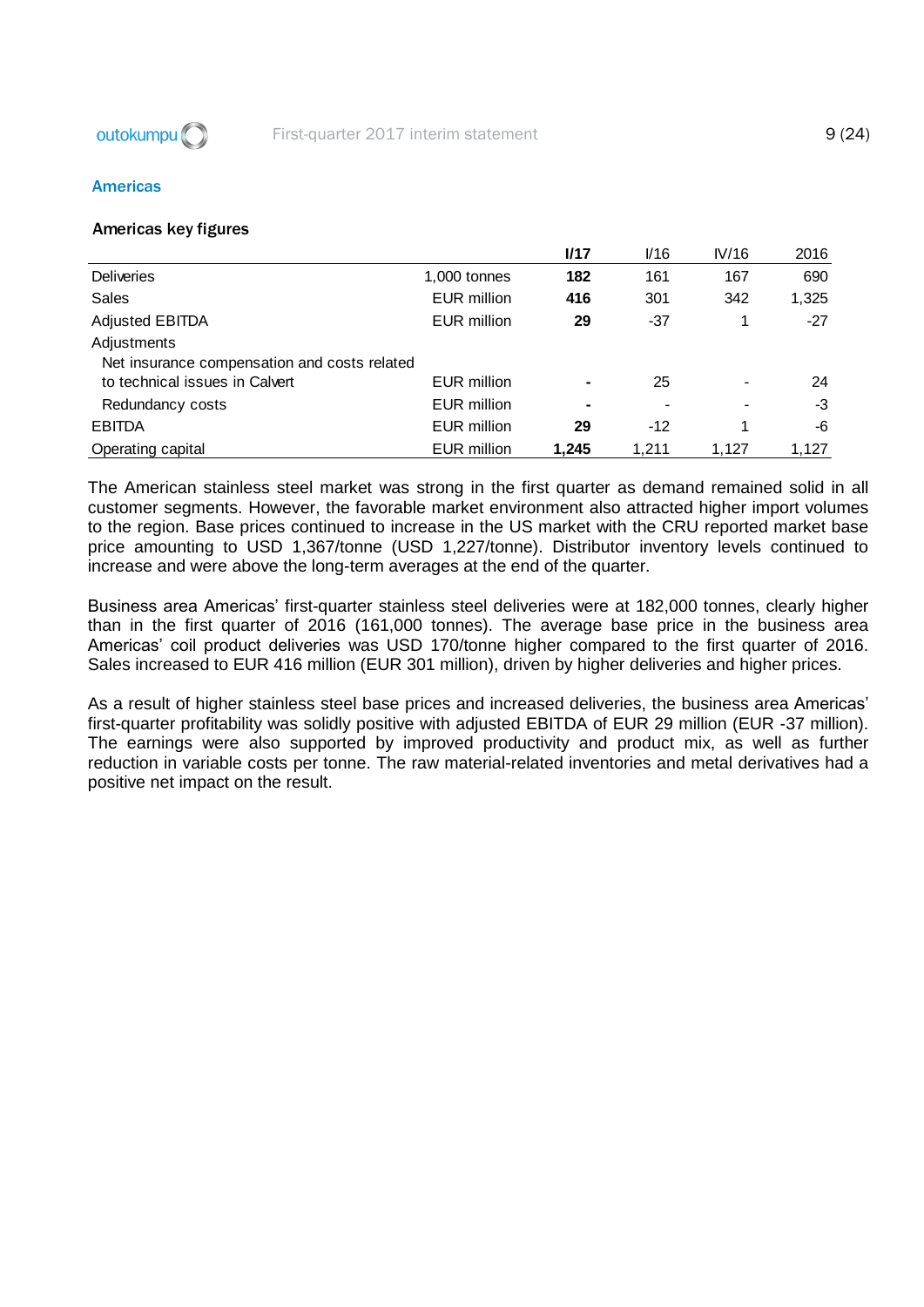## Americas

### Americas key figures

| | | **I/17** | I/16 | IV/16 | 2016 |
|---|---|---|---|---|---|
| Deliveries | 1,000 tonnes | **182** | 161 | 167 | 690 |
| Sales | EUR million | **416** | 301 | 342 | 1,325 |
| Adjusted EBITDA | EUR million | **29** | -37 | 1 | -27 |
| Adjustments | | | | | |
| Net insurance compensation and costs related to technical issues in Calvert | EUR million | **-** | 25 | - | 24 |
| Redundancy costs | EUR million | **-** | - | - | -3 |
| EBITDA | EUR million | **29** | -12 | 1 | -6 |
| Operating capital | EUR million | **1,245** | 1,211 | 1,127 | 1,127 |

The American stainless steel market was strong in the first quarter as demand remained solid in all customer segments. However, the favorable market environment also attracted higher import volumes to the region. Base prices continued to increase in the US market with the CRU reported market base price amounting to USD 1,367/tonne (USD 1,227/tonne). Distributor inventory levels continued to increase and were above the long-term averages at the end of the quarter.

Business area Americas' first-quarter stainless steel deliveries were at 182,000 tonnes, clearly higher than in the first quarter of 2016 (161,000 tonnes). The average base price in the business area Americas' coil product deliveries was USD 170/tonne higher compared to the first quarter of 2016. Sales increased to EUR 416 million (EUR 301 million), driven by higher deliveries and higher prices.

As a result of higher stainless steel base prices and increased deliveries, the business area Americas' first-quarter profitability was solidly positive with adjusted EBITDA of EUR 29 million (EUR -37 million). The earnings were also supported by improved productivity and product mix, as well as further reduction in variable costs per tonne. The raw material-related inventories and metal derivatives had a positive net impact on the result.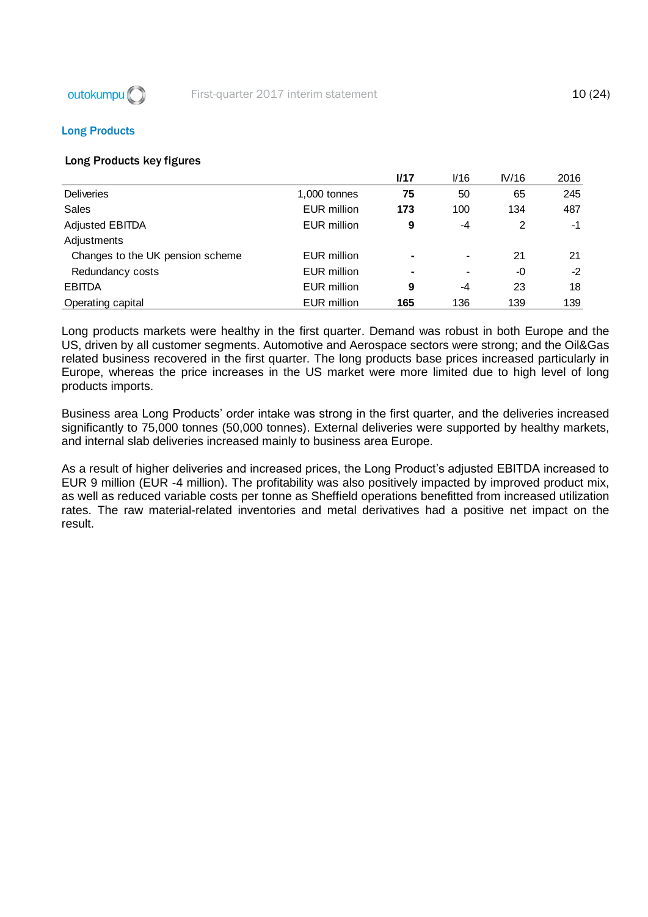## Long Products

### Long Products key figures

| | | I/17 | I/16 | IV/16 | 2016 |
|---|---|---|---|---|---|
| Deliveries | 1,000 tonnes | **75** | 50 | 65 | 245 |
| Sales | EUR million | **173** | 100 | 134 | 487 |
| Adjusted EBITDA | EUR million | **9** | -4 | 2 | -1 |
| Adjustments | | | | | |
| Changes to the UK pension scheme | EUR million | **-** | - | 21 | 21 |
| Redundancy costs | EUR million | **-** | - | -0 | -2 |
| EBITDA | EUR million | **9** | -4 | 23 | 18 |
| Operating capital | EUR million | **165** | 136 | 139 | 139 |

Long products markets were healthy in the first quarter. Demand was robust in both Europe and the US, driven by all customer segments. Automotive and Aerospace sectors were strong; and the Oil&Gas related business recovered in the first quarter. The long products base prices increased particularly in Europe, whereas the price increases in the US market were more limited due to high level of long products imports.

Business area Long Products' order intake was strong in the first quarter, and the deliveries increased significantly to 75,000 tonnes (50,000 tonnes). External deliveries were supported by healthy markets, and internal slab deliveries increased mainly to business area Europe.

As a result of higher deliveries and increased prices, the Long Product's adjusted EBITDA increased to EUR 9 million (EUR -4 million). The profitability was also positively impacted by improved product mix, as well as reduced variable costs per tonne as Sheffield operations benefitted from increased utilization rates. The raw material-related inventories and metal derivatives had a positive net impact on the result.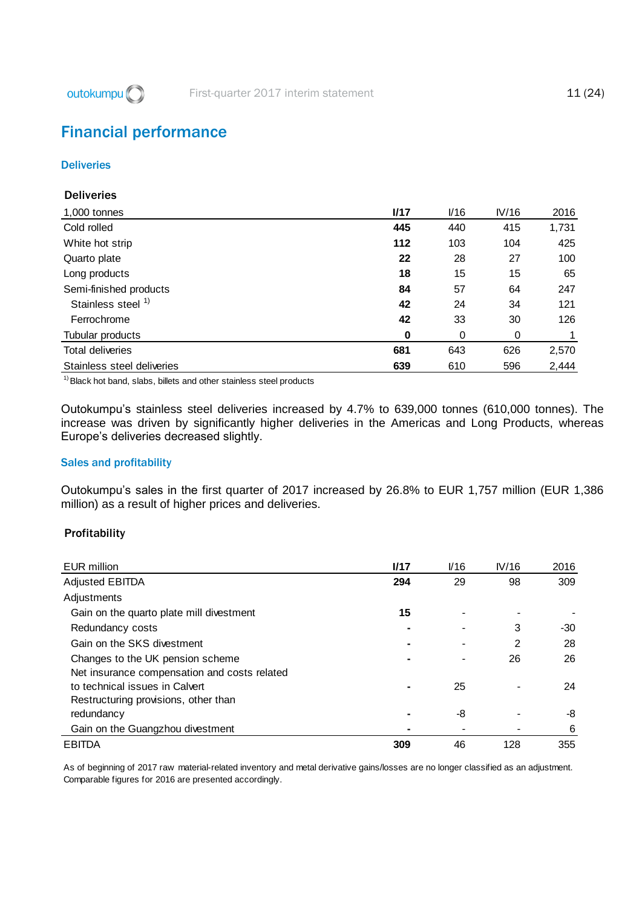# Financial performance

## Deliveries

**Deliveries**

| 1,000 tonnes | I/17 | I/16 | IV/16 | 2016 |
|---|---|---|---|---|
| Cold rolled | **445** | 440 | 415 | 1,731 |
| White hot strip | **112** | 103 | 104 | 425 |
| Quarto plate | **22** | 28 | 27 | 100 |
| Long products | **18** | 15 | 15 | 65 |
| Semi-finished products | **84** | 57 | 64 | 247 |
| Stainless steel [1] | **42** | 24 | 34 | 121 |
| Ferrochrome | **42** | 33 | 30 | 126 |
| Tubular products | **0** | 0 | 0 | 1 |
| Total deliveries | **681** | 643 | 626 | 2,570 |
| Stainless steel deliveries | **639** | 610 | 596 | 2,444 |

[1] Black hot band, slabs, billets and other stainless steel products

Outokumpu's stainless steel deliveries increased by 4.7% to 639,000 tonnes (610,000 tonnes). The increase was driven by significantly higher deliveries in the Americas and Long Products, whereas Europe's deliveries decreased slightly.

## Sales and profitability

Outokumpu's sales in the first quarter of 2017 increased by 26.8% to EUR 1,757 million (EUR 1,386 million) as a result of higher prices and deliveries.

**Profitability**

| EUR million | I/17 | I/16 | IV/16 | 2016 |
|---|---|---|---|---|
| Adjusted EBITDA | **294** | 29 | 98 | 309 |
| Adjustments | | | | |
| Gain on the quarto plate mill divestment | **15** | - | - | - |
| Redundancy costs | **-** | - | 3 | -30 |
| Gain on the SKS divestment | **-** | - | 2 | 28 |
| Changes to the UK pension scheme | **-** | - | 26 | 26 |
| Net insurance compensation and costs related to technical issues in Calvert | **-** | 25 | - | 24 |
| Restructuring provisions, other than redundancy | **-** | -8 | - | -8 |
| Gain on the Guangzhou divestment | **-** | - | - | 6 |
| EBITDA | **309** | 46 | 128 | 355 |

As of beginning of 2017 raw material-related inventory and metal derivative gains/losses are no longer classified as an adjustment. Comparable figures for 2016 are presented accordingly.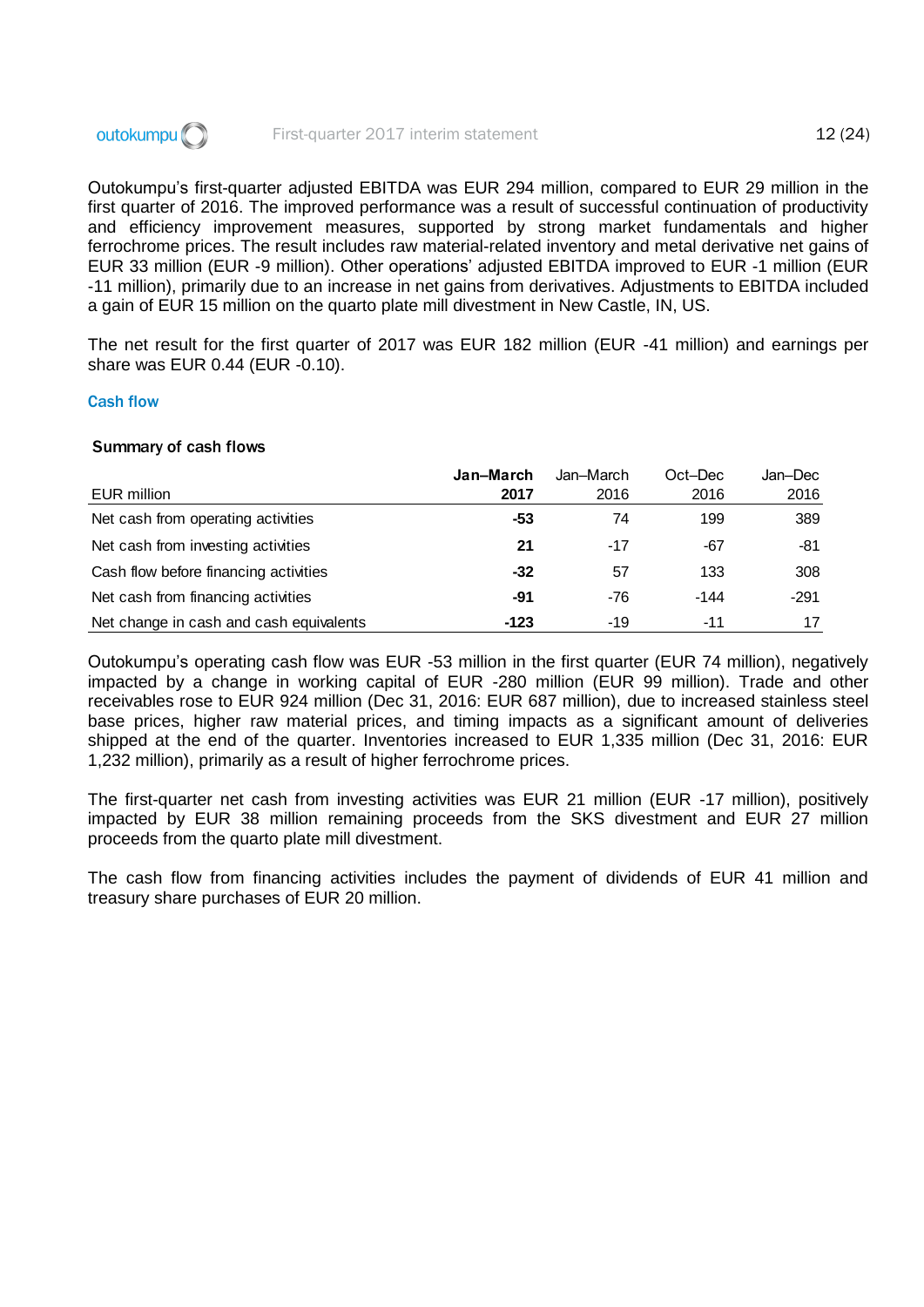Outokumpu's first-quarter adjusted EBITDA was EUR 294 million, compared to EUR 29 million in the first quarter of 2016. The improved performance was a result of successful continuation of productivity and efficiency improvement measures, supported by strong market fundamentals and higher ferrochrome prices. The result includes raw material-related inventory and metal derivative net gains of EUR 33 million (EUR -9 million). Other operations' adjusted EBITDA improved to EUR -1 million (EUR -11 million), primarily due to an increase in net gains from derivatives. Adjustments to EBITDA included a gain of EUR 15 million on the quarto plate mill divestment in New Castle, IN, US.

The net result for the first quarter of 2017 was EUR 182 million (EUR -41 million) and earnings per share was EUR 0.44 (EUR -0.10).

## Cash flow

**Summary of cash flows**

| EUR million | **Jan–March 2017** | Jan–March 2016 | Oct–Dec 2016 | Jan–Dec 2016 |
|---|---|---|---|---|
| Net cash from operating activities | **-53** | 74 | 199 | 389 |
| Net cash from investing activities | **21** | -17 | -67 | -81 |
| Cash flow before financing activities | **-32** | 57 | 133 | 308 |
| Net cash from financing activities | **-91** | -76 | -144 | -291 |
| Net change in cash and cash equivalents | **-123** | -19 | -11 | 17 |

Outokumpu's operating cash flow was EUR -53 million in the first quarter (EUR 74 million), negatively impacted by a change in working capital of EUR -280 million (EUR 99 million). Trade and other receivables rose to EUR 924 million (Dec 31, 2016: EUR 687 million), due to increased stainless steel base prices, higher raw material prices, and timing impacts as a significant amount of deliveries shipped at the end of the quarter. Inventories increased to EUR 1,335 million (Dec 31, 2016: EUR 1,232 million), primarily as a result of higher ferrochrome prices.

The first-quarter net cash from investing activities was EUR 21 million (EUR -17 million), positively impacted by EUR 38 million remaining proceeds from the SKS divestment and EUR 27 million proceeds from the quarto plate mill divestment.

The cash flow from financing activities includes the payment of dividends of EUR 41 million and treasury share purchases of EUR 20 million.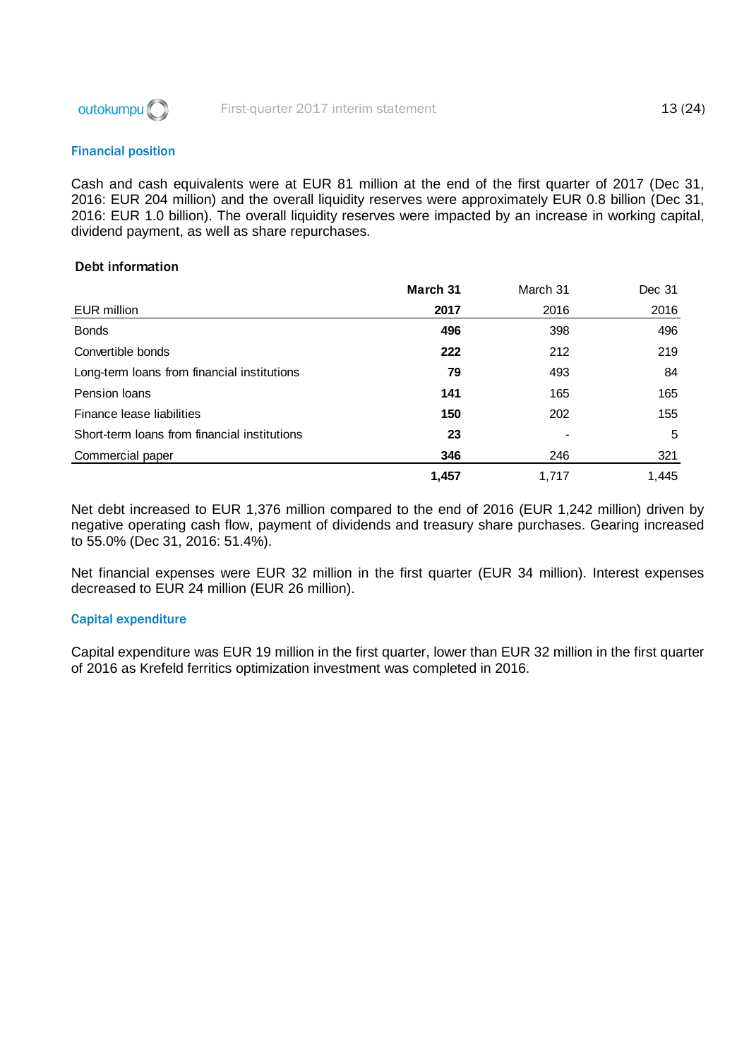## Financial position

Cash and cash equivalents were at EUR 81 million at the end of the first quarter of 2017 (Dec 31, 2016: EUR 204 million) and the overall liquidity reserves were approximately EUR 0.8 billion (Dec 31, 2016: EUR 1.0 billion). The overall liquidity reserves were impacted by an increase in working capital, dividend payment, as well as share repurchases.

### Debt information

| EUR million | **March 31 2017** | March 31 2016 | Dec 31 2016 |
|---|---|---|---|
| Bonds | **496** | 398 | 496 |
| Convertible bonds | **222** | 212 | 219 |
| Long-term loans from financial institutions | **79** | 493 | 84 |
| Pension loans | **141** | 165 | 165 |
| Finance lease liabilities | **150** | 202 | 155 |
| Short-term loans from financial institutions | **23** | - | 5 |
| Commercial paper | **346** | 246 | 321 |
| | **1,457** | 1,717 | 1,445 |

Net debt increased to EUR 1,376 million compared to the end of 2016 (EUR 1,242 million) driven by negative operating cash flow, payment of dividends and treasury share purchases. Gearing increased to 55.0% (Dec 31, 2016: 51.4%).

Net financial expenses were EUR 32 million in the first quarter (EUR 34 million). Interest expenses decreased to EUR 24 million (EUR 26 million).

## Capital expenditure

Capital expenditure was EUR 19 million in the first quarter, lower than EUR 32 million in the first quarter of 2016 as Krefeld ferritics optimization investment was completed in 2016.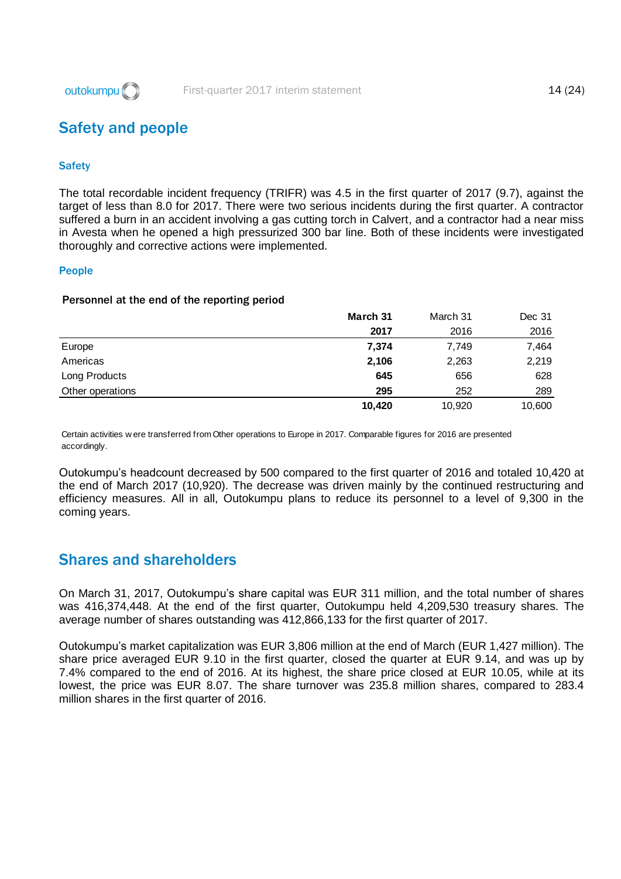## Safety and people

### Safety

The total recordable incident frequency (TRIFR) was 4.5 in the first quarter of 2017 (9.7), against the target of less than 8.0 for 2017. There were two serious incidents during the first quarter. A contractor suffered a burn in an accident involving a gas cutting torch in Calvert, and a contractor had a near miss in Avesta when he opened a high pressurized 300 bar line. Both of these incidents were investigated thoroughly and corrective actions were implemented.

### People

**Personnel at the end of the reporting period**

| | **March 31 2017** | March 31 2016 | Dec 31 2016 |
|---|---|---|---|
| Europe | **7,374** | 7,749 | 7,464 |
| Americas | **2,106** | 2,263 | 2,219 |
| Long Products | **645** | 656 | 628 |
| Other operations | **295** | 252 | 289 |
| | **10,420** | 10,920 | 10,600 |

Certain activities were transferred from Other operations to Europe in 2017. Comparable figures for 2016 are presented accordingly.

Outokumpu's headcount decreased by 500 compared to the first quarter of 2016 and totaled 10,420 at the end of March 2017 (10,920). The decrease was driven mainly by the continued restructuring and efficiency measures. All in all, Outokumpu plans to reduce its personnel to a level of 9,300 in the coming years.

## Shares and shareholders

On March 31, 2017, Outokumpu's share capital was EUR 311 million, and the total number of shares was 416,374,448. At the end of the first quarter, Outokumpu held 4,209,530 treasury shares. The average number of shares outstanding was 412,866,133 for the first quarter of 2017.

Outokumpu's market capitalization was EUR 3,806 million at the end of March (EUR 1,427 million). The share price averaged EUR 9.10 in the first quarter, closed the quarter at EUR 9.14, and was up by 7.4% compared to the end of 2016. At its highest, the share price closed at EUR 10.05, while at its lowest, the price was EUR 8.07. The share turnover was 235.8 million shares, compared to 283.4 million shares in the first quarter of 2016.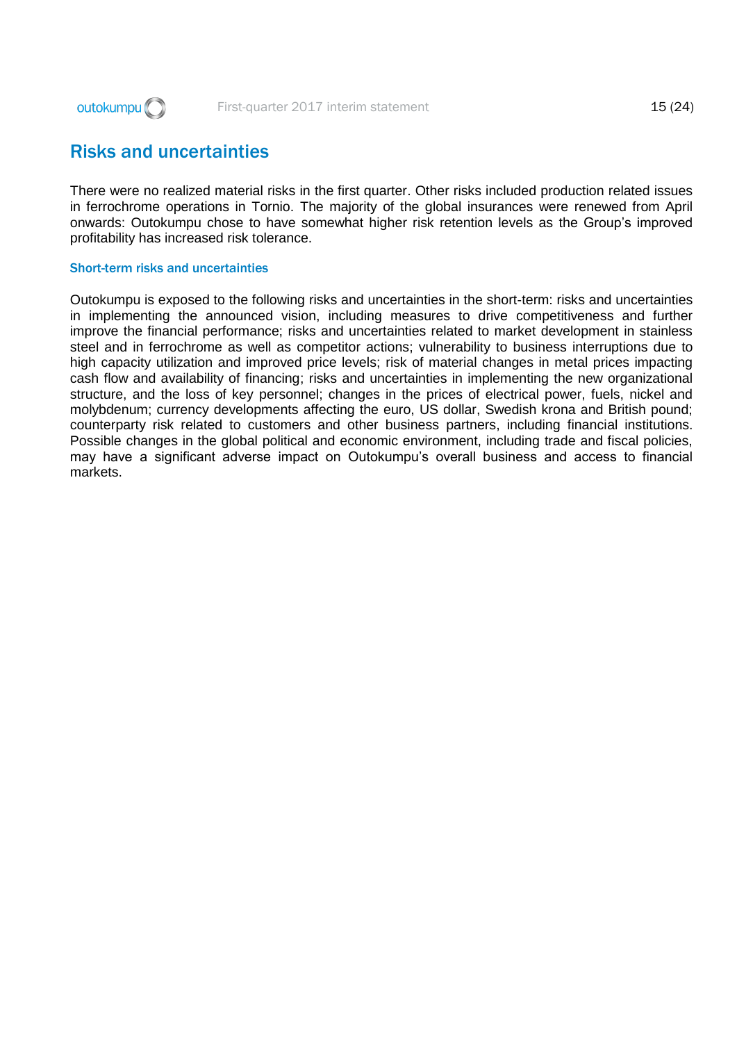## Risks and uncertainties

There were no realized material risks in the first quarter. Other risks included production related issues in ferrochrome operations in Tornio. The majority of the global insurances were renewed from April onwards: Outokumpu chose to have somewhat higher risk retention levels as the Group's improved profitability has increased risk tolerance.

### Short-term risks and uncertainties

Outokumpu is exposed to the following risks and uncertainties in the short-term: risks and uncertainties in implementing the announced vision, including measures to drive competitiveness and further improve the financial performance; risks and uncertainties related to market development in stainless steel and in ferrochrome as well as competitor actions; vulnerability to business interruptions due to high capacity utilization and improved price levels; risk of material changes in metal prices impacting cash flow and availability of financing; risks and uncertainties in implementing the new organizational structure, and the loss of key personnel; changes in the prices of electrical power, fuels, nickel and molybdenum; currency developments affecting the euro, US dollar, Swedish krona and British pound; counterparty risk related to customers and other business partners, including financial institutions. Possible changes in the global political and economic environment, including trade and fiscal policies, may have a significant adverse impact on Outokumpu's overall business and access to financial markets.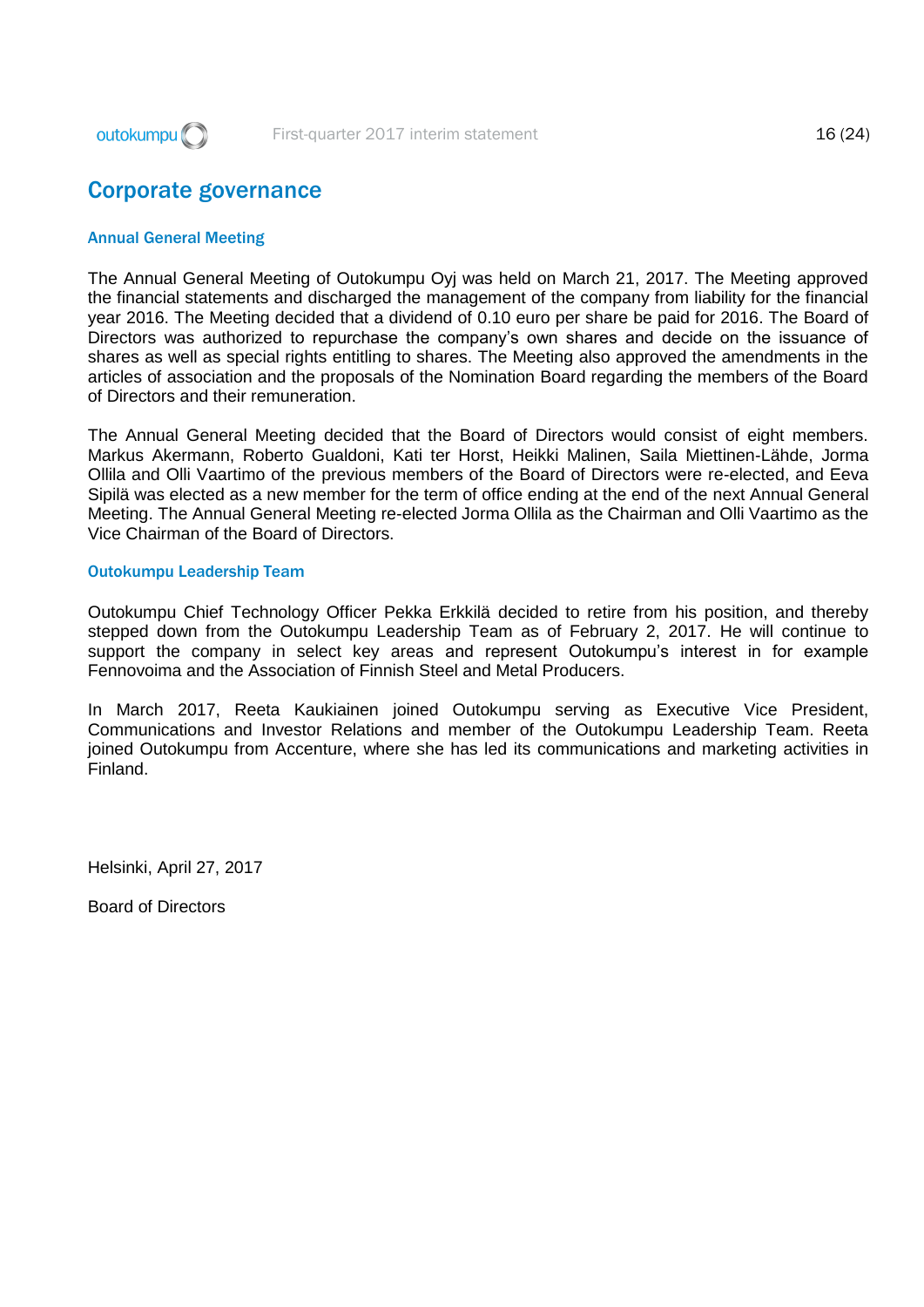# Corporate governance

### Annual General Meeting

The Annual General Meeting of Outokumpu Oyj was held on March 21, 2017. The Meeting approved the financial statements and discharged the management of the company from liability for the financial year 2016. The Meeting decided that a dividend of 0.10 euro per share be paid for 2016. The Board of Directors was authorized to repurchase the company's own shares and decide on the issuance of shares as well as special rights entitling to shares. The Meeting also approved the amendments in the articles of association and the proposals of the Nomination Board regarding the members of the Board of Directors and their remuneration.

The Annual General Meeting decided that the Board of Directors would consist of eight members. Markus Akermann, Roberto Gualdoni, Kati ter Horst, Heikki Malinen, Saila Miettinen-Lähde, Jorma Ollila and Olli Vaartimo of the previous members of the Board of Directors were re-elected, and Eeva Sipilä was elected as a new member for the term of office ending at the end of the next Annual General Meeting. The Annual General Meeting re-elected Jorma Ollila as the Chairman and Olli Vaartimo as the Vice Chairman of the Board of Directors.

### Outokumpu Leadership Team

Outokumpu Chief Technology Officer Pekka Erkkilä decided to retire from his position, and thereby stepped down from the Outokumpu Leadership Team as of February 2, 2017. He will continue to support the company in select key areas and represent Outokumpu's interest in for example Fennovoima and the Association of Finnish Steel and Metal Producers.

In March 2017, Reeta Kaukiainen joined Outokumpu serving as Executive Vice President, Communications and Investor Relations and member of the Outokumpu Leadership Team. Reeta joined Outokumpu from Accenture, where she has led its communications and marketing activities in Finland.

Helsinki, April 27, 2017

Board of Directors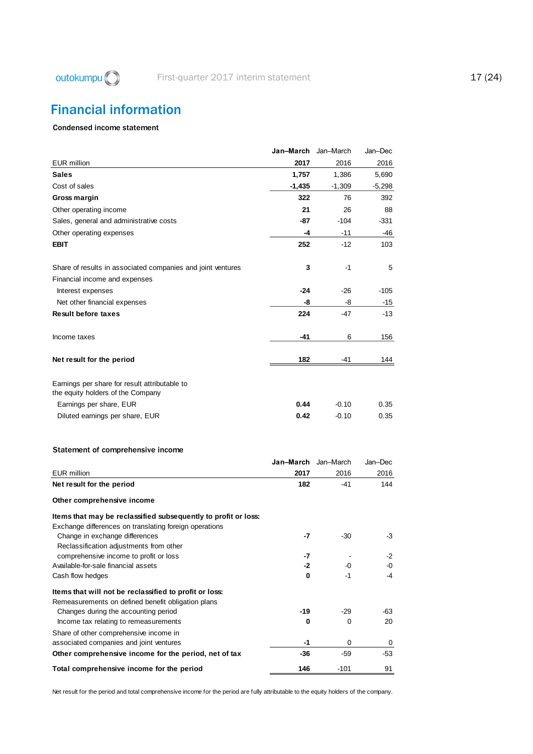# Financial information

### Condensed income statement

| EUR million | Jan–March 2017 | Jan–March 2016 | Jan–Dec 2016 |
|---|---|---|---|
| **Sales** | **1,757** | 1,386 | 5,690 |
| Cost of sales | **-1,435** | -1,309 | -5,298 |
| **Gross margin** | **322** | 76 | 392 |
| Other operating income | **21** | 26 | 88 |
| Sales, general and administrative costs | **-87** | -104 | -331 |
| Other operating expenses | **-4** | -11 | -46 |
| **EBIT** | **252** | -12 | 103 |
| | | | |
| Share of results in associated companies and joint ventures | **3** | -1 | 5 |
| Financial income and expenses | | | |
| Interest expenses | **-24** | -26 | -105 |
| Net other financial expenses | **-8** | -8 | -15 |
| **Result before taxes** | **224** | -47 | -13 |
| | | | |
| Income taxes | **-41** | 6 | 156 |
| | | | |
| **Net result for the period** | **182** | -41 | 144 |
| | | | |
| Earnings per share for result attributable to the equity holders of the Company | | | |
| Earnings per share, EUR | **0.44** | -0.10 | 0.35 |
| Diluted earnings per share, EUR | **0.42** | -0.10 | 0.35 |

### Statement of comprehensive income

| EUR million | Jan–March 2017 | Jan–March 2016 | Jan–Dec 2016 |
|---|---|---|---|
| **Net result for the period** | **182** | -41 | 144 |
| | | | |
| **Other comprehensive income** | | | |
| | | | |
| **Items that may be reclassified subsequently to profit or loss:** | | | |
| Exchange differences on translating foreign operations | | | |
| Change in exchange differences | **-7** | -30 | -3 |
| Reclassification adjustments from other comprehensive income to profit or loss | **-7** | - | -2 |
| Available-for-sale financial assets | **-2** | -0 | -0 |
| Cash flow hedges | **0** | -1 | -4 |
| | | | |
| **Items that will not be reclassified to profit or loss:** | | | |
| Remeasurements on defined benefit obligation plans | | | |
| Changes during the accounting period | **-19** | -29 | -63 |
| Income tax relating to remeasurements | **0** | 0 | 20 |
| Share of other comprehensive income in associated companies and joint ventures | **-1** | 0 | 0 |
| **Other comprehensive income for the period, net of tax** | **-36** | -59 | -53 |
| | | | |
| **Total comprehensive income for the period** | **146** | -101 | 91 |

Net result for the period and total comprehensive income for the period are fully attributable to the equity holders of the company.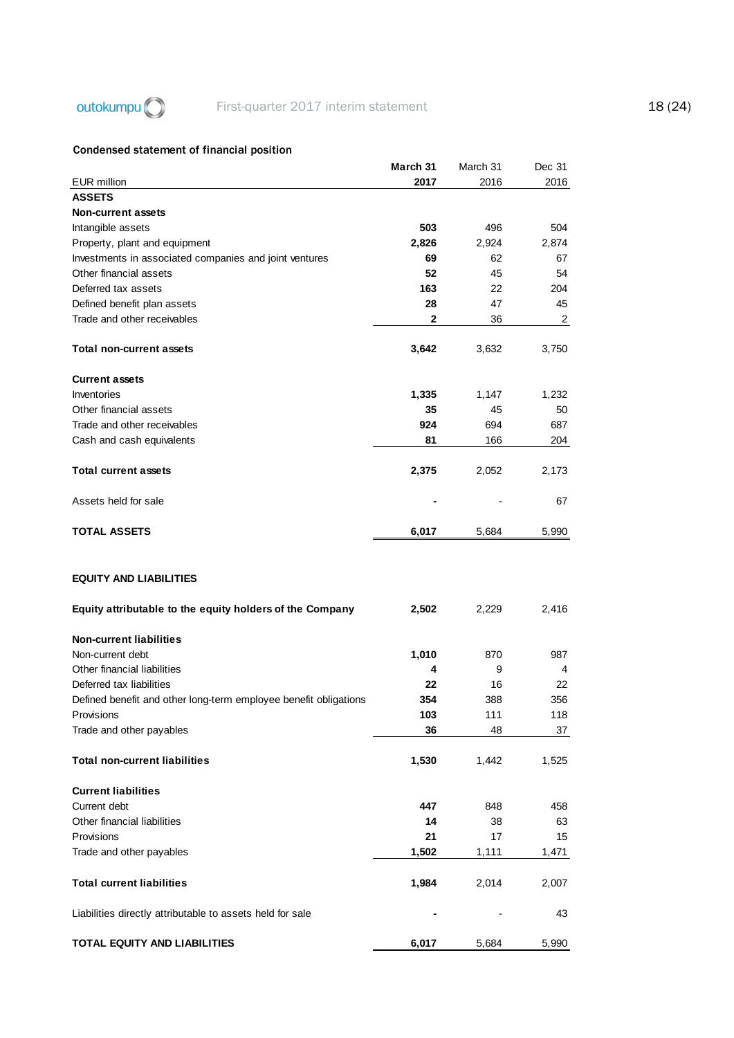## Condensed statement of financial position

| EUR million | March 31 2017 | March 31 2016 | Dec 31 2016 |
|---|---|---|---|
| **ASSETS** | | | |
| **Non-current assets** | | | |
| Intangible assets | **503** | 496 | 504 |
| Property, plant and equipment | **2,826** | 2,924 | 2,874 |
| Investments in associated companies and joint ventures | **69** | 62 | 67 |
| Other financial assets | **52** | 45 | 54 |
| Deferred tax assets | **163** | 22 | 204 |
| Defined benefit plan assets | **28** | 47 | 45 |
| Trade and other receivables | **2** | 36 | 2 |
| **Total non-current assets** | **3,642** | 3,632 | 3,750 |
| **Current assets** | | | |
| Inventories | **1,335** | 1,147 | 1,232 |
| Other financial assets | **35** | 45 | 50 |
| Trade and other receivables | **924** | 694 | 687 |
| Cash and cash equivalents | **81** | 166 | 204 |
| **Total current assets** | **2,375** | 2,052 | 2,173 |
| Assets held for sale | **-** | - | 67 |
| **TOTAL ASSETS** | **6,017** | 5,684 | 5,990 |
| **EQUITY AND LIABILITIES** | | | |
| **Equity attributable to the equity holders of the Company** | **2,502** | 2,229 | 2,416 |
| **Non-current liabilities** | | | |
| Non-current debt | **1,010** | 870 | 987 |
| Other financial liabilities | **4** | 9 | 4 |
| Deferred tax liabilities | **22** | 16 | 22 |
| Defined benefit and other long-term employee benefit obligations | **354** | 388 | 356 |
| Provisions | **103** | 111 | 118 |
| Trade and other payables | **36** | 48 | 37 |
| **Total non-current liabilities** | **1,530** | 1,442 | 1,525 |
| **Current liabilities** | | | |
| Current debt | **447** | 848 | 458 |
| Other financial liabilities | **14** | 38 | 63 |
| Provisions | **21** | 17 | 15 |
| Trade and other payables | **1,502** | 1,111 | 1,471 |
| **Total current liabilities** | **1,984** | 2,014 | 2,007 |
| Liabilities directly attributable to assets held for sale | **-** | - | 43 |
| **TOTAL EQUITY AND LIABILITIES** | **6,017** | 5,684 | 5,990 |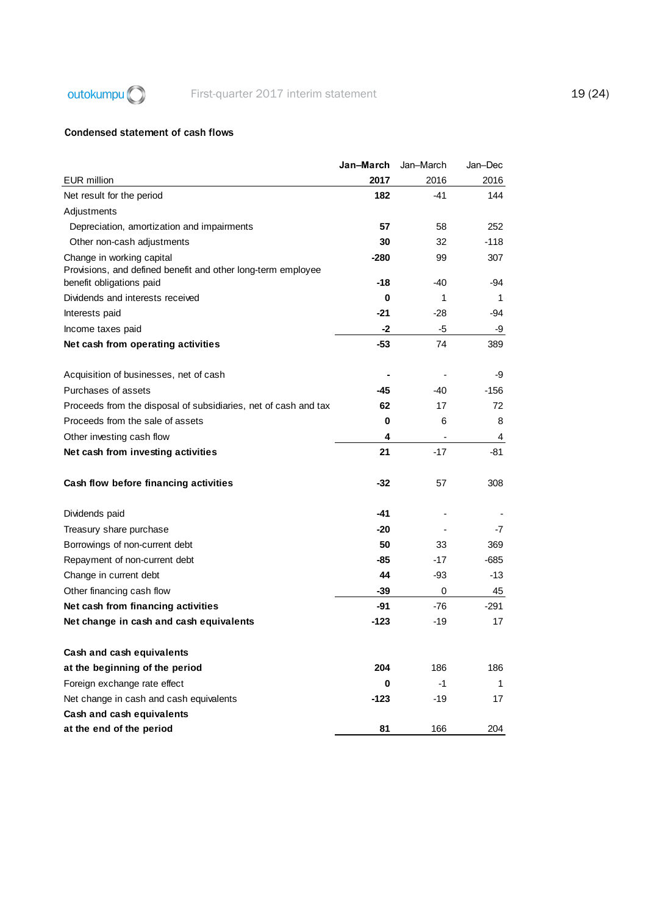### Condensed statement of cash flows

| EUR million | **Jan–March 2017** | Jan–March 2016 | Jan–Dec 2016 |
|---|---|---|---|
| Net result for the period | **182** | -41 | 144 |
| Adjustments | | | |
| Depreciation, amortization and impairments | **57** | 58 | 252 |
| Other non-cash adjustments | **30** | 32 | -118 |
| Change in working capital | **-280** | 99 | 307 |
| Provisions, and defined benefit and other long-term employee benefit obligations paid | **-18** | -40 | -94 |
| Dividends and interests received | **0** | 1 | 1 |
| Interests paid | **-21** | -28 | -94 |
| Income taxes paid | **-2** | -5 | -9 |
| **Net cash from operating activities** | **-53** | 74 | 389 |
| | | | |
| Acquisition of businesses, net of cash | **-** | - | -9 |
| Purchases of assets | **-45** | -40 | -156 |
| Proceeds from the disposal of subsidiaries, net of cash and tax | **62** | 17 | 72 |
| Proceeds from the sale of assets | **0** | 6 | 8 |
| Other investing cash flow | **4** | - | 4 |
| **Net cash from investing activities** | **21** | -17 | -81 |
| | | | |
| **Cash flow before financing activities** | **-32** | 57 | 308 |
| | | | |
| Dividends paid | **-41** | - | - |
| Treasury share purchase | **-20** | - | -7 |
| Borrowings of non-current debt | **50** | 33 | 369 |
| Repayment of non-current debt | **-85** | -17 | -685 |
| Change in current debt | **44** | -93 | -13 |
| Other financing cash flow | **-39** | 0 | 45 |
| **Net cash from financing activities** | **-91** | -76 | -291 |
| **Net change in cash and cash equivalents** | **-123** | -19 | 17 |
| | | | |
| **Cash and cash equivalents at the beginning of the period** | **204** | 186 | 186 |
| Foreign exchange rate effect | **0** | -1 | 1 |
| Net change in cash and cash equivalents | **-123** | -19 | 17 |
| **Cash and cash equivalents at the end of the period** | **81** | 166 | 204 |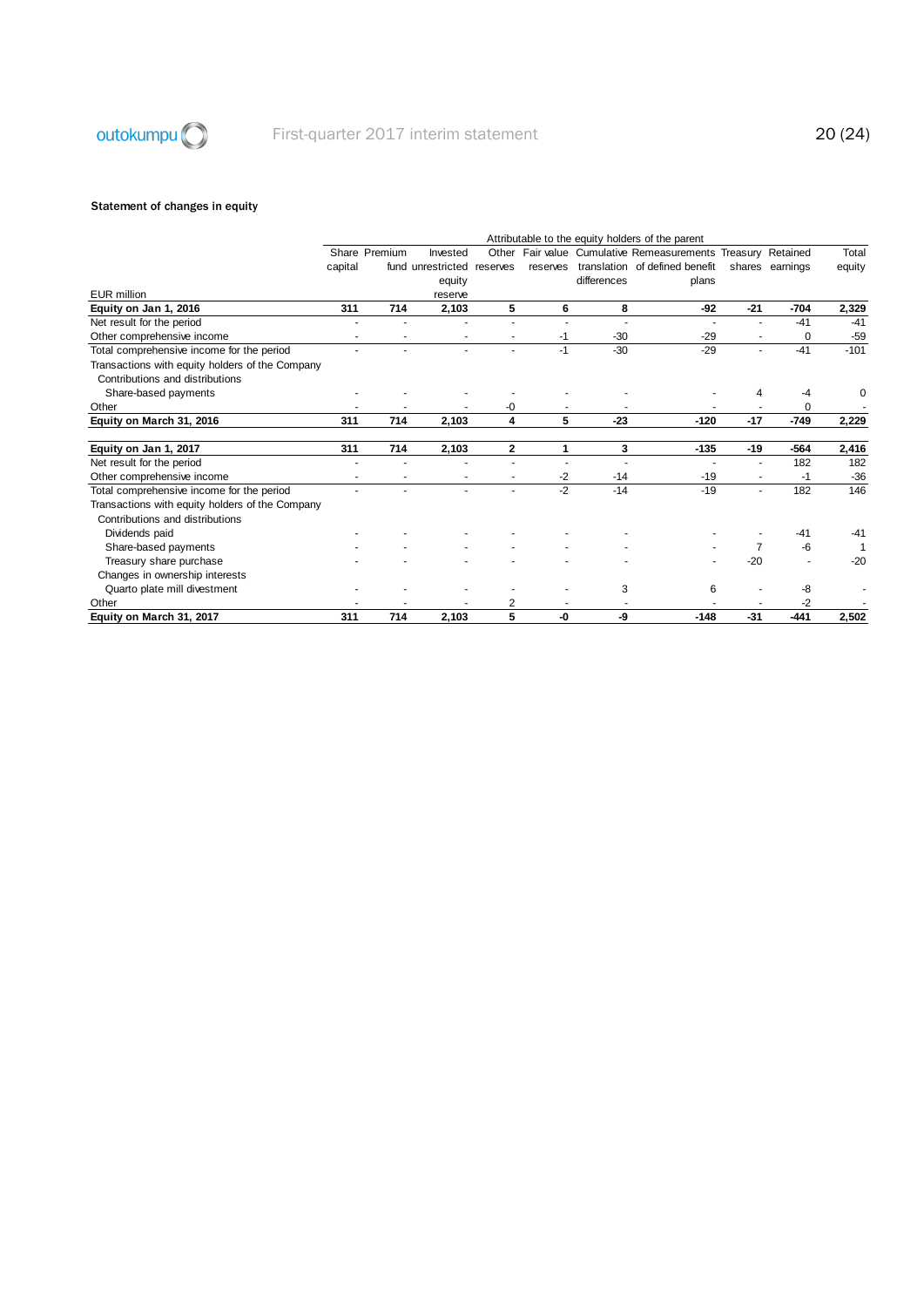### Statement of changes in equity

| EUR million | Share capital | Premium fund | Invested unrestricted equity reserve | Other reserves | Fair value reserves | Cumulative translation differences | Remeasurements of defined benefit plans | Treasury shares | Retained earnings | Total equity |
|---|---|---|---|---|---|---|---|---|---|---|
| | Attributable to the equity holders of the parent | | | | | | | | | |
| **Equity on Jan 1, 2016** | **311** | **714** | **2,103** | **5** | **6** | **8** | **-92** | **-21** | **-704** | **2,329** |
| Net result for the period | - | - | - | - | - | - | - | - | -41 | -41 |
| Other comprehensive income | - | - | - | - | -1 | -30 | -29 | - | 0 | -59 |
| Total comprehensive income for the period | - | - | - | - | -1 | -30 | -29 | - | -41 | -101 |
| Transactions with equity holders of the Company | | | | | | | | | | |
| Contributions and distributions | | | | | | | | | | |
| Share-based payments | - | - | - | - | - | - | - | 4 | -4 | 0 |
| Other | - | - | - | -0 | - | - | - | - | 0 | - |
| **Equity on March 31, 2016** | **311** | **714** | **2,103** | **4** | **5** | **-23** | **-120** | **-17** | **-749** | **2,229** |
| | | | | | | | | | | |
| **Equity on Jan 1, 2017** | **311** | **714** | **2,103** | **2** | **1** | **3** | **-135** | **-19** | **-564** | **2,416** |
| Net result for the period | - | - | - | - | - | - | - | - | 182 | 182 |
| Other comprehensive income | - | - | - | - | -2 | -14 | -19 | - | -1 | -36 |
| Total comprehensive income for the period | - | - | - | - | -2 | -14 | -19 | - | 182 | 146 |
| Transactions with equity holders of the Company | | | | | | | | | | |
| Contributions and distributions | | | | | | | | | | |
| Dividends paid | - | - | - | - | - | - | - | - | -41 | -41 |
| Share-based payments | - | - | - | - | - | - | - | 7 | -6 | 1 |
| Treasury share purchase | - | - | - | - | - | - | - | -20 | - | -20 |
| Changes in ownership interests | | | | | | | | | | |
| Quarto plate mill divestment | - | - | - | - | - | 3 | 6 | - | -8 | - |
| Other | - | - | - | 2 | - | - | - | - | -2 | - |
| **Equity on March 31, 2017** | **311** | **714** | **2,103** | **5** | **-0** | **-9** | **-148** | **-31** | **-441** | **2,502** |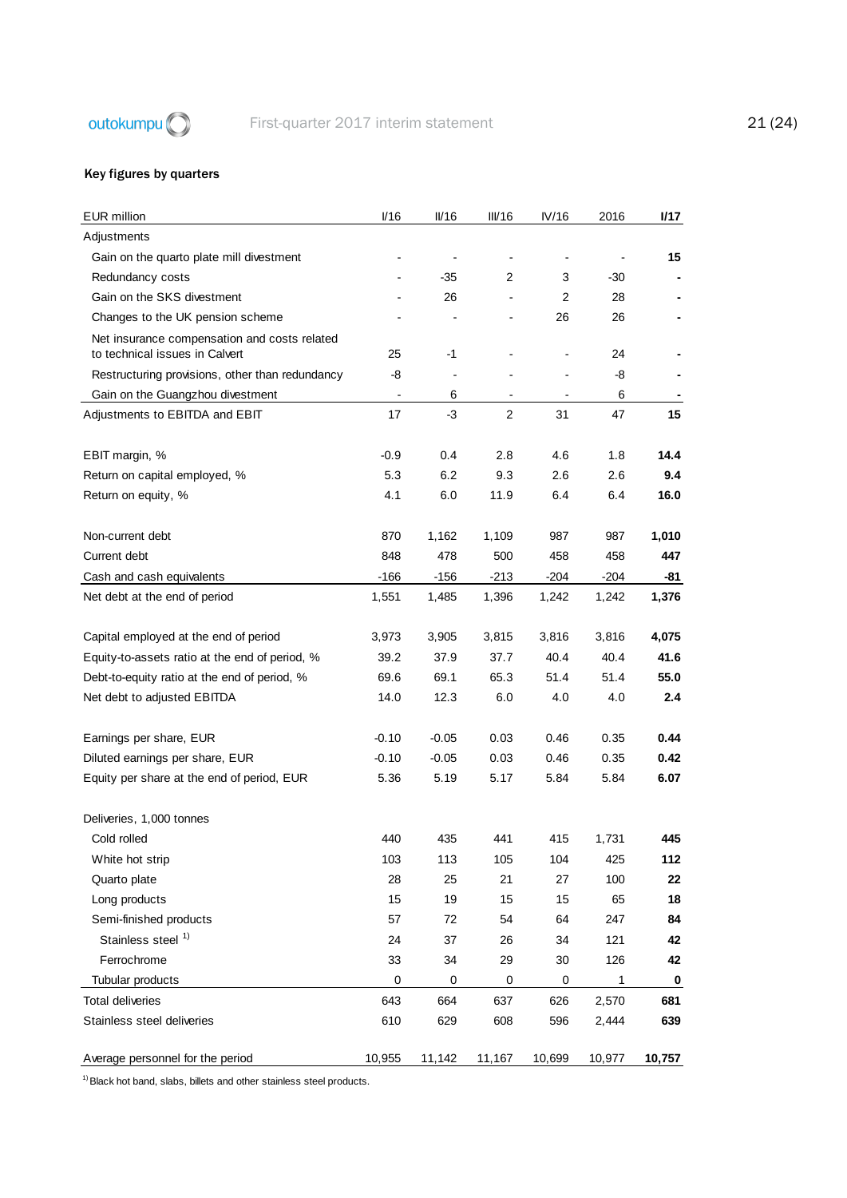### Key figures by quarters

| EUR million | I/16 | II/16 | III/16 | IV/16 | 2016 | **I/17** |
|---|---|---|---|---|---|---|
| Adjustments | | | | | | |
| Gain on the quarto plate mill divestment | - | - | - | - | - | **15** |
| Redundancy costs | - | -35 | 2 | 3 | -30 | **-** |
| Gain on the SKS divestment | - | 26 | - | 2 | 28 | **-** |
| Changes to the UK pension scheme | - | - | - | 26 | 26 | **-** |
| Net insurance compensation and costs related to technical issues in Calvert | 25 | -1 | - | - | 24 | **-** |
| Restructuring provisions, other than redundancy | -8 | - | - | - | -8 | **-** |
| Gain on the Guangzhou divestment | - | 6 | - | - | 6 | **-** |
| Adjustments to EBITDA and EBIT | 17 | -3 | 2 | 31 | 47 | **15** |
| | | | | | | |
| EBIT margin, % | -0.9 | 0.4 | 2.8 | 4.6 | 1.8 | **14.4** |
| Return on capital employed, % | 5.3 | 6.2 | 9.3 | 2.6 | 2.6 | **9.4** |
| Return on equity, % | 4.1 | 6.0 | 11.9 | 6.4 | 6.4 | **16.0** |
| | | | | | | |
| Non-current debt | 870 | 1,162 | 1,109 | 987 | 987 | **1,010** |
| Current debt | 848 | 478 | 500 | 458 | 458 | **447** |
| Cash and cash equivalents | -166 | -156 | -213 | -204 | -204 | **-81** |
| Net debt at the end of period | 1,551 | 1,485 | 1,396 | 1,242 | 1,242 | **1,376** |
| | | | | | | |
| Capital employed at the end of period | 3,973 | 3,905 | 3,815 | 3,816 | 3,816 | **4,075** |
| Equity-to-assets ratio at the end of period, % | 39.2 | 37.9 | 37.7 | 40.4 | 40.4 | **41.6** |
| Debt-to-equity ratio at the end of period, % | 69.6 | 69.1 | 65.3 | 51.4 | 51.4 | **55.0** |
| Net debt to adjusted EBITDA | 14.0 | 12.3 | 6.0 | 4.0 | 4.0 | **2.4** |
| | | | | | | |
| Earnings per share, EUR | -0.10 | -0.05 | 0.03 | 0.46 | 0.35 | **0.44** |
| Diluted earnings per share, EUR | -0.10 | -0.05 | 0.03 | 0.46 | 0.35 | **0.42** |
| Equity per share at the end of period, EUR | 5.36 | 5.19 | 5.17 | 5.84 | 5.84 | **6.07** |
| | | | | | | |
| Deliveries, 1,000 tonnes | | | | | | |
| Cold rolled | 440 | 435 | 441 | 415 | 1,731 | **445** |
| White hot strip | 103 | 113 | 105 | 104 | 425 | **112** |
| Quarto plate | 28 | 25 | 21 | 27 | 100 | **22** |
| Long products | 15 | 19 | 15 | 15 | 65 | **18** |
| Semi-finished products | 57 | 72 | 54 | 64 | 247 | **84** |
| Stainless steel [1] | 24 | 37 | 26 | 34 | 121 | **42** |
| Ferrochrome | 33 | 34 | 29 | 30 | 126 | **42** |
| Tubular products | 0 | 0 | 0 | 0 | 1 | **0** |
| Total deliveries | 643 | 664 | 637 | 626 | 2,570 | **681** |
| Stainless steel deliveries | 610 | 629 | 608 | 596 | 2,444 | **639** |
| | | | | | | |
| Average personnel for the period | 10,955 | 11,142 | 11,167 | 10,699 | 10,977 | **10,757** |

[1] Black hot band, slabs, billets and other stainless steel products.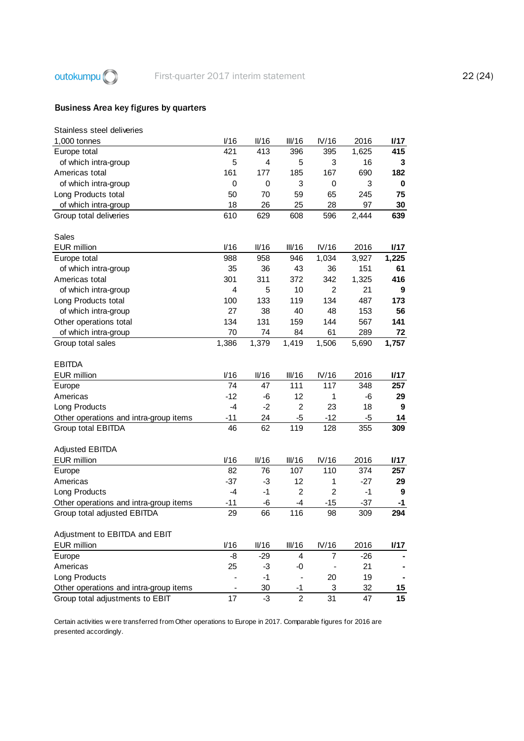## Business Area key figures by quarters

| Stainless steel deliveries<br>1,000 tonnes | I/16 | II/16 | III/16 | IV/16 | 2016 | **I/17** |
|---|---|---|---|---|---|---|
| Europe total | 421 | 413 | 396 | 395 | 1,625 | **415** |
| of which intra-group | 5 | 4 | 5 | 3 | 16 | **3** |
| Americas total | 161 | 177 | 185 | 167 | 690 | **182** |
| of which intra-group | 0 | 0 | 3 | 0 | 3 | **0** |
| Long Products total | 50 | 70 | 59 | 65 | 245 | **75** |
| of which intra-group | 18 | 26 | 25 | 28 | 97 | **30** |
| Group total deliveries | 610 | 629 | 608 | 596 | 2,444 | **639** |

| Sales<br>EUR million | I/16 | II/16 | III/16 | IV/16 | 2016 | **I/17** |
|---|---|---|---|---|---|---|
| Europe total | 988 | 958 | 946 | 1,034 | 3,927 | **1,225** |
| of which intra-group | 35 | 36 | 43 | 36 | 151 | **61** |
| Americas total | 301 | 311 | 372 | 342 | 1,325 | **416** |
| of which intra-group | 4 | 5 | 10 | 2 | 21 | **9** |
| Long Products total | 100 | 133 | 119 | 134 | 487 | **173** |
| of which intra-group | 27 | 38 | 40 | 48 | 153 | **56** |
| Other operations total | 134 | 131 | 159 | 144 | 567 | **141** |
| of which intra-group | 70 | 74 | 84 | 61 | 289 | **72** |
| Group total sales | 1,386 | 1,379 | 1,419 | 1,506 | 5,690 | **1,757** |

| EBITDA<br>EUR million | I/16 | II/16 | III/16 | IV/16 | 2016 | **I/17** |
|---|---|---|---|---|---|---|
| Europe | 74 | 47 | 111 | 117 | 348 | **257** |
| Americas | -12 | -6 | 12 | 1 | -6 | **29** |
| Long Products | -4 | -2 | 2 | 23 | 18 | **9** |
| Other operations and intra-group items | -11 | 24 | -5 | -12 | -5 | **14** |
| Group total EBITDA | 46 | 62 | 119 | 128 | 355 | **309** |

| Adjusted EBITDA<br>EUR million | I/16 | II/16 | III/16 | IV/16 | 2016 | **I/17** |
|---|---|---|---|---|---|---|
| Europe | 82 | 76 | 107 | 110 | 374 | **257** |
| Americas | -37 | -3 | 12 | 1 | -27 | **29** |
| Long Products | -4 | -1 | 2 | 2 | -1 | **9** |
| Other operations and intra-group items | -11 | -6 | -4 | -15 | -37 | **-1** |
| Group total adjusted EBITDA | 29 | 66 | 116 | 98 | 309 | **294** |

| Adjustment to EBITDA and EBIT<br>EUR million | I/16 | II/16 | III/16 | IV/16 | 2016 | **I/17** |
|---|---|---|---|---|---|---|
| Europe | -8 | -29 | 4 | 7 | -26 | **-** |
| Americas | 25 | -3 | -0 | - | 21 | **-** |
| Long Products | - | -1 | - | 20 | 19 | **-** |
| Other operations and intra-group items | - | 30 | -1 | 3 | 32 | **15** |
| Group total adjustments to EBIT | 17 | -3 | 2 | 31 | 47 | **15** |

Certain activities were transferred from Other operations to Europe in 2017. Comparable figures for 2016 are presented accordingly.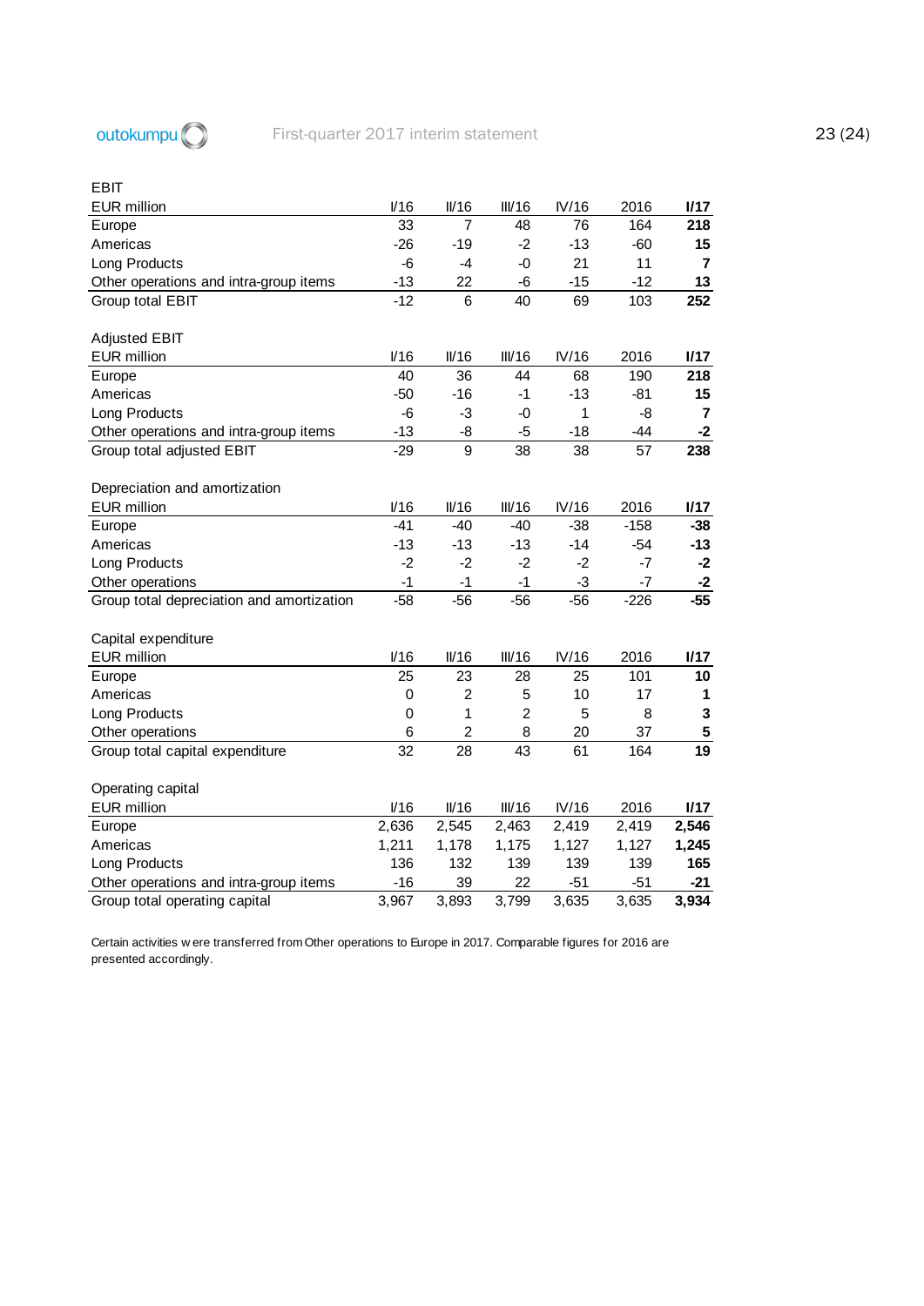EBIT

| EUR million | I/16 | II/16 | III/16 | IV/16 | 2016 | **I/17** |
|---|---|---|---|---|---|---|
| Europe | 33 | 7 | 48 | 76 | 164 | **218** |
| Americas | -26 | -19 | -2 | -13 | -60 | **15** |
| Long Products | -6 | -4 | -0 | 21 | 11 | **7** |
| Other operations and intra-group items | -13 | 22 | -6 | -15 | -12 | **13** |
| Group total EBIT | -12 | 6 | 40 | 69 | 103 | **252** |

Adjusted EBIT

| EUR million | I/16 | II/16 | III/16 | IV/16 | 2016 | **I/17** |
|---|---|---|---|---|---|---|
| Europe | 40 | 36 | 44 | 68 | 190 | **218** |
| Americas | -50 | -16 | -1 | -13 | -81 | **15** |
| Long Products | -6 | -3 | -0 | 1 | -8 | **7** |
| Other operations and intra-group items | -13 | -8 | -5 | -18 | -44 | **-2** |
| Group total adjusted EBIT | -29 | 9 | 38 | 38 | 57 | **238** |

Depreciation and amortization

| EUR million | I/16 | II/16 | III/16 | IV/16 | 2016 | **I/17** |
|---|---|---|---|---|---|---|
| Europe | -41 | -40 | -40 | -38 | -158 | **-38** |
| Americas | -13 | -13 | -13 | -14 | -54 | **-13** |
| Long Products | -2 | -2 | -2 | -2 | -7 | **-2** |
| Other operations | -1 | -1 | -1 | -3 | -7 | **-2** |
| Group total depreciation and amortization | -58 | -56 | -56 | -56 | -226 | **-55** |

Capital expenditure

| EUR million | I/16 | II/16 | III/16 | IV/16 | 2016 | **I/17** |
|---|---|---|---|---|---|---|
| Europe | 25 | 23 | 28 | 25 | 101 | **10** |
| Americas | 0 | 2 | 5 | 10 | 17 | **1** |
| Long Products | 0 | 1 | 2 | 5 | 8 | **3** |
| Other operations | 6 | 2 | 8 | 20 | 37 | **5** |
| Group total capital expenditure | 32 | 28 | 43 | 61 | 164 | **19** |

Operating capital

| EUR million | I/16 | II/16 | III/16 | IV/16 | 2016 | **I/17** |
|---|---|---|---|---|---|---|
| Europe | 2,636 | 2,545 | 2,463 | 2,419 | 2,419 | **2,546** |
| Americas | 1,211 | 1,178 | 1,175 | 1,127 | 1,127 | **1,245** |
| Long Products | 136 | 132 | 139 | 139 | 139 | **165** |
| Other operations and intra-group items | -16 | 39 | 22 | -51 | -51 | **-21** |
| Group total operating capital | 3,967 | 3,893 | 3,799 | 3,635 | 3,635 | **3,934** |

Certain activities were transferred from Other operations to Europe in 2017. Comparable figures for 2016 are presented accordingly.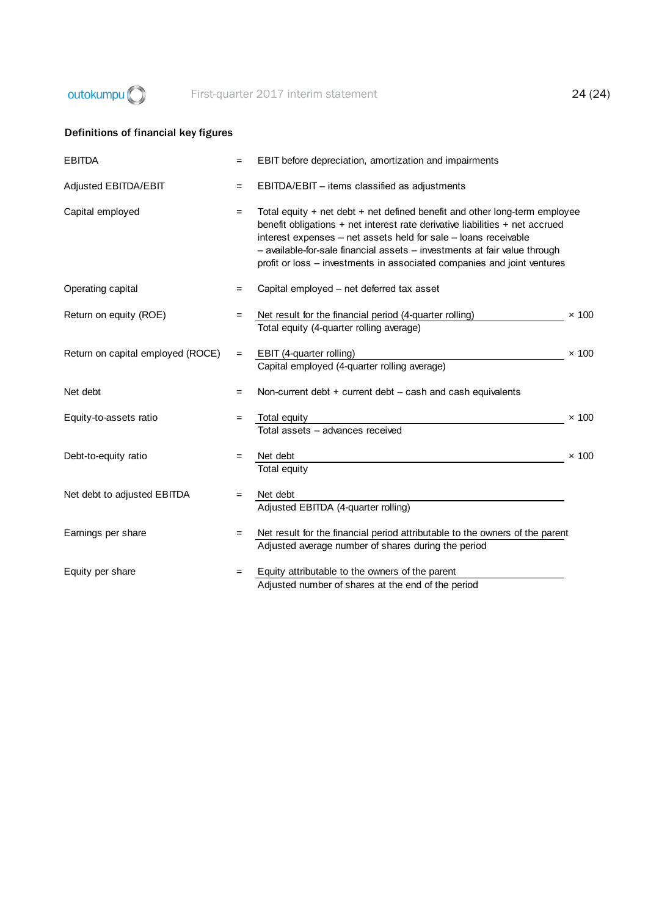## Definitions of financial key figures

| | | |
|---|---|---|
| EBITDA | = | EBIT before depreciation, amortization and impairments |
| Adjusted EBITDA/EBIT | = | EBITDA/EBIT – items classified as adjustments |
| Capital employed | = | Total equity + net debt + net defined benefit and other long-term employee benefit obligations + net interest rate derivative liabilities + net accrued interest expenses – net assets held for sale – loans receivable – available-for-sale financial assets – investments at fair value through profit or loss – investments in associated companies and joint ventures |
| Operating capital | = | Capital employed – net deferred tax asset |
| Return on equity (ROE) | = | $\frac{\text{Net result for the financial period (4-quarter rolling)}}{\text{Total equity (4-quarter rolling average)}} \times 100$ |
| Return on capital employed (ROCE) | = | $\frac{\text{EBIT (4-quarter rolling)}}{\text{Capital employed (4-quarter rolling average)}} \times 100$ |
| Net debt | = | Non-current debt + current debt – cash and cash equivalents |
| Equity-to-assets ratio | = | $\frac{\text{Total equity}}{\text{Total assets – advances received}} \times 100$ |
| Debt-to-equity ratio | = | $\frac{\text{Net debt}}{\text{Total equity}} \times 100$ |
| Net debt to adjusted EBITDA | = | $\frac{\text{Net debt}}{\text{Adjusted EBITDA (4-quarter rolling)}}$ |
| Earnings per share | = | $\frac{\text{Net result for the financial period attributable to the owners of the parent}}{\text{Adjusted average number of shares during the period}}$ |
| Equity per share | = | $\frac{\text{Equity attributable to the owners of the parent}}{\text{Adjusted number of shares at the end of the period}}$ |